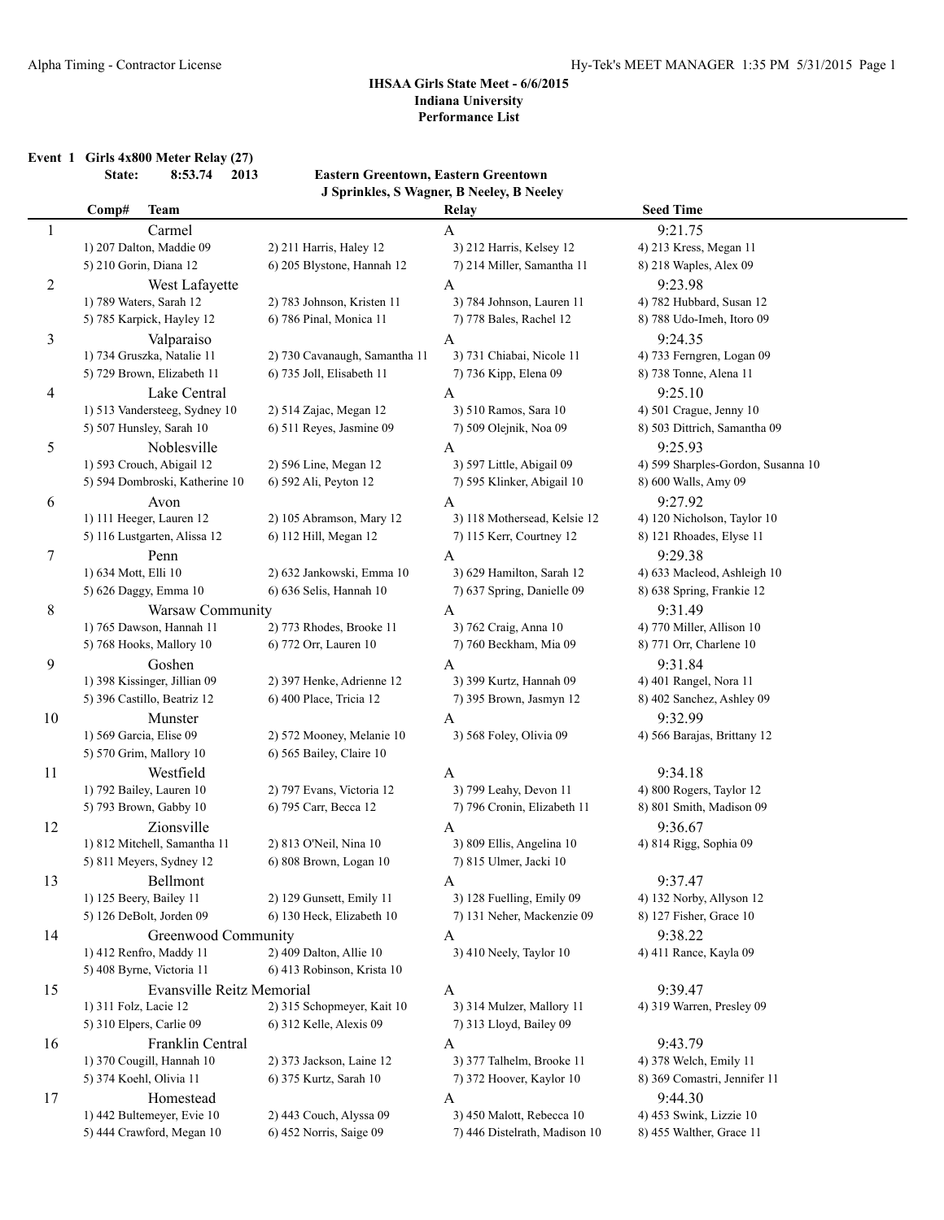**IHSAA Girls State Meet - 6/6/2015**
**Indiana University**
**Performance List**

**Event 1 Girls 4x800 Meter Relay (27)**

**State: 8:53.74 2013 Eastern Greentown, Eastern Greentown**
**J Sprinkles, S Wagner, B Neeley, B Neeley**

| Comp# | Team | | Relay | Seed Time |
|---|---|---|---|---|
| 1 | Carmel | | A | 9:21.75 |
| | 1) 207 Dalton, Maddie 09 | 2) 211 Harris, Haley 12 | 3) 212 Harris, Kelsey 12 | 4) 213 Kress, Megan 11 |
| | 5) 210 Gorin, Diana 12 | 6) 205 Blystone, Hannah 12 | 7) 214 Miller, Samantha 11 | 8) 218 Waples, Alex 09 |
| 2 | West Lafayette | | A | 9:23.98 |
| | 1) 789 Waters, Sarah 12 | 2) 783 Johnson, Kristen 11 | 3) 784 Johnson, Lauren 11 | 4) 782 Hubbard, Susan 12 |
| | 5) 785 Karpick, Hayley 12 | 6) 786 Pinal, Monica 11 | 7) 778 Bales, Rachel 12 | 8) 788 Udo-Imeh, Itoro 09 |
| 3 | Valparaiso | | A | 9:24.35 |
| | 1) 734 Gruszka, Natalie 11 | 2) 730 Cavanaugh, Samantha 11 | 3) 731 Chiabai, Nicole 11 | 4) 733 Ferngren, Logan 09 |
| | 5) 729 Brown, Elizabeth 11 | 6) 735 Joll, Elisabeth 11 | 7) 736 Kipp, Elena 09 | 8) 738 Tonne, Alena 11 |
| 4 | Lake Central | | A | 9:25.10 |
| | 1) 513 Vandersteeg, Sydney 10 | 2) 514 Zajac, Megan 12 | 3) 510 Ramos, Sara 10 | 4) 501 Crague, Jenny 10 |
| | 5) 507 Hunsley, Sarah 10 | 6) 511 Reyes, Jasmine 09 | 7) 509 Olejnik, Noa 09 | 8) 503 Dittrich, Samantha 09 |
| 5 | Noblesville | | A | 9:25.93 |
| | 1) 593 Crouch, Abigail 12 | 2) 596 Line, Megan 12 | 3) 597 Little, Abigail 09 | 4) 599 Sharples-Gordon, Susanna 10 |
| | 5) 594 Dombroski, Katherine 10 | 6) 592 Ali, Peyton 12 | 7) 595 Klinker, Abigail 10 | 8) 600 Walls, Amy 09 |
| 6 | Avon | | A | 9:27.92 |
| | 1) 111 Heeger, Lauren 12 | 2) 105 Abramson, Mary 12 | 3) 118 Mothersead, Kelsie 12 | 4) 120 Nicholson, Taylor 10 |
| | 5) 116 Lustgarten, Alissa 12 | 6) 112 Hill, Megan 12 | 7) 115 Kerr, Courtney 12 | 8) 121 Rhoades, Elyse 11 |
| 7 | Penn | | A | 9:29.38 |
| | 1) 634 Mott, Elli 10 | 2) 632 Jankowski, Emma 10 | 3) 629 Hamilton, Sarah 12 | 4) 633 Macleod, Ashleigh 10 |
| | 5) 626 Daggy, Emma 10 | 6) 636 Selis, Hannah 10 | 7) 637 Spring, Danielle 09 | 8) 638 Spring, Frankie 12 |
| 8 | Warsaw Community | | A | 9:31.49 |
| | 1) 765 Dawson, Hannah 11 | 2) 773 Rhodes, Brooke 11 | 3) 762 Craig, Anna 10 | 4) 770 Miller, Allison 10 |
| | 5) 768 Hooks, Mallory 10 | 6) 772 Orr, Lauren 10 | 7) 760 Beckham, Mia 09 | 8) 771 Orr, Charlene 10 |
| 9 | Goshen | | A | 9:31.84 |
| | 1) 398 Kissinger, Jillian 09 | 2) 397 Henke, Adrienne 12 | 3) 399 Kurtz, Hannah 09 | 4) 401 Rangel, Nora 11 |
| | 5) 396 Castillo, Beatriz 12 | 6) 400 Place, Tricia 12 | 7) 395 Brown, Jasmyn 12 | 8) 402 Sanchez, Ashley 09 |
| 10 | Munster | | A | 9:32.99 |
| | 1) 569 Garcia, Elise 09 | 2) 572 Mooney, Melanie 10 | 3) 568 Foley, Olivia 09 | 4) 566 Barajas, Brittany 12 |
| | 5) 570 Grim, Mallory 10 | 6) 565 Bailey, Claire 10 | | |
| 11 | Westfield | | A | 9:34.18 |
| | 1) 792 Bailey, Lauren 10 | 2) 797 Evans, Victoria 12 | 3) 799 Leahy, Devon 11 | 4) 800 Rogers, Taylor 12 |
| | 5) 793 Brown, Gabby 10 | 6) 795 Carr, Becca 12 | 7) 796 Cronin, Elizabeth 11 | 8) 801 Smith, Madison 09 |
| 12 | Zionsville | | A | 9:36.67 |
| | 1) 812 Mitchell, Samantha 11 | 2) 813 O'Neil, Nina 10 | 3) 809 Ellis, Angelina 10 | 4) 814 Rigg, Sophia 09 |
| | 5) 811 Meyers, Sydney 12 | 6) 808 Brown, Logan 10 | 7) 815 Ulmer, Jacki 10 | |
| 13 | Bellmont | | A | 9:37.47 |
| | 1) 125 Beery, Bailey 11 | 2) 129 Gunsett, Emily 11 | 3) 128 Fuelling, Emily 09 | 4) 132 Norby, Allyson 12 |
| | 5) 126 DeBolt, Jorden 09 | 6) 130 Heck, Elizabeth 10 | 7) 131 Neher, Mackenzie 09 | 8) 127 Fisher, Grace 10 |
| 14 | Greenwood Community | | A | 9:38.22 |
| | 1) 412 Renfro, Maddy 11 | 2) 409 Dalton, Allie 10 | 3) 410 Neely, Taylor 10 | 4) 411 Rance, Kayla 09 |
| | 5) 408 Byrne, Victoria 11 | 6) 413 Robinson, Krista 10 | | |
| 15 | Evansville Reitz Memorial | | A | 9:39.47 |
| | 1) 311 Folz, Lacie 12 | 2) 315 Schopmeyer, Kait 10 | 3) 314 Mulzer, Mallory 11 | 4) 319 Warren, Presley 09 |
| | 5) 310 Elpers, Carlie 09 | 6) 312 Kelle, Alexis 09 | 7) 313 Lloyd, Bailey 09 | |
| 16 | Franklin Central | | A | 9:43.79 |
| | 1) 370 Cougill, Hannah 10 | 2) 373 Jackson, Laine 12 | 3) 377 Talhelm, Brooke 11 | 4) 378 Welch, Emily 11 |
| | 5) 374 Koehl, Olivia 11 | 6) 375 Kurtz, Sarah 10 | 7) 372 Hoover, Kaylor 10 | 8) 369 Comastri, Jennifer 11 |
| 17 | Homestead | | A | 9:44.30 |
| | 1) 442 Bultemeyer, Evie 10 | 2) 443 Couch, Alyssa 09 | 3) 450 Malott, Rebecca 10 | 4) 453 Swink, Lizzie 10 |
| | 5) 444 Crawford, Megan 10 | 6) 452 Norris, Saige 09 | 7) 446 Distelrath, Madison 10 | 8) 455 Walther, Grace 11 |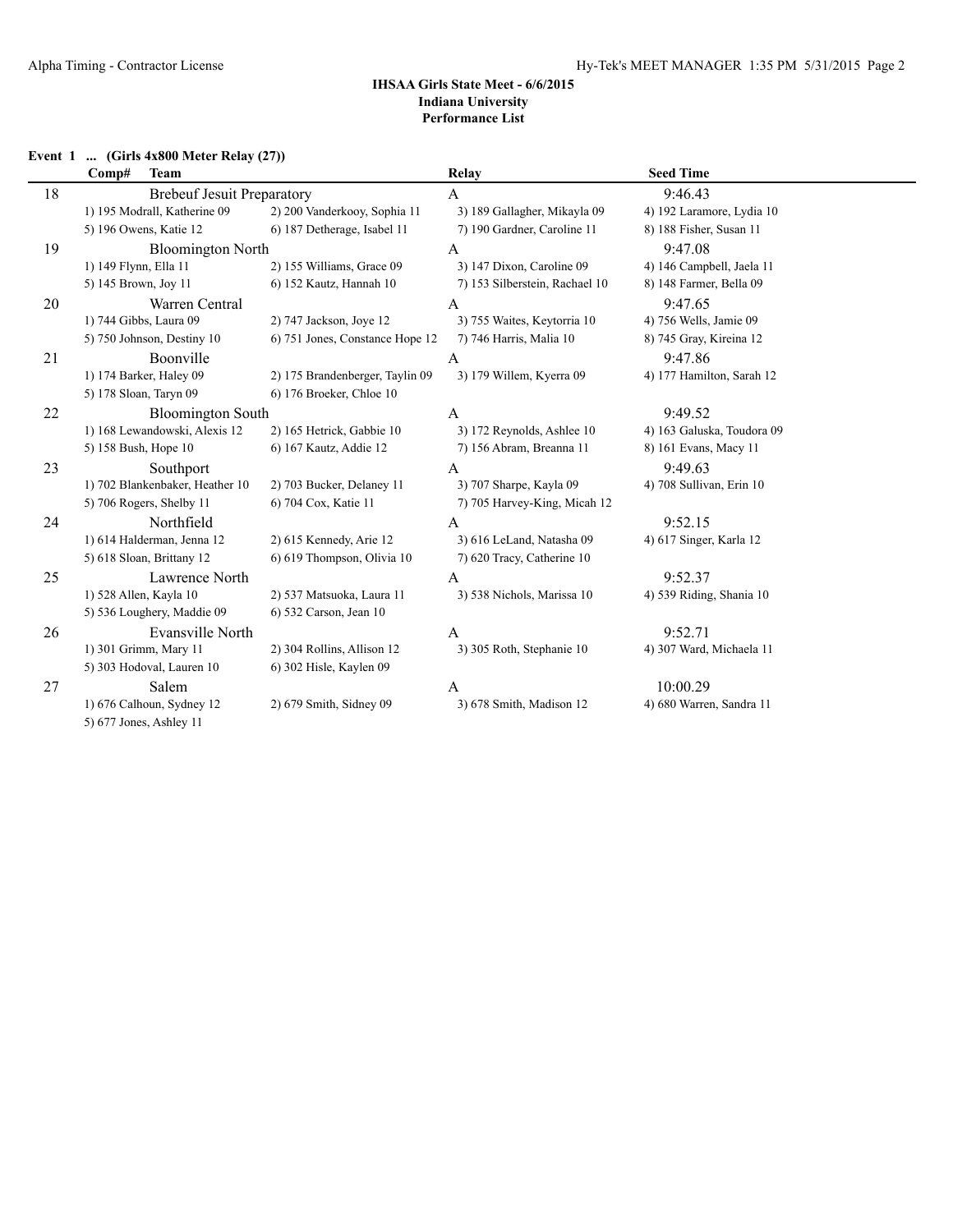### IHSAA Girls State Meet - 6/6/2015
### Indiana University
### Performance List

**Event 1 ... (Girls 4x800 Meter Relay (27))**

| Comp# | Team | | Relay | Seed Time |
|---|---|---|---|---|
| 18 | Brebeuf Jesuit Preparatory | | A | 9:46.43 |
| | 1) 195 Modrall, Katherine 09 | 2) 200 Vanderkooy, Sophia 11 | 3) 189 Gallagher, Mikayla 09 | 4) 192 Laramore, Lydia 10 |
| | 5) 196 Owens, Katie 12 | 6) 187 Detherage, Isabel 11 | 7) 190 Gardner, Caroline 11 | 8) 188 Fisher, Susan 11 |
| 19 | Bloomington North | | A | 9:47.08 |
| | 1) 149 Flynn, Ella 11 | 2) 155 Williams, Grace 09 | 3) 147 Dixon, Caroline 09 | 4) 146 Campbell, Jaela 11 |
| | 5) 145 Brown, Joy 11 | 6) 152 Kautz, Hannah 10 | 7) 153 Silberstein, Rachael 10 | 8) 148 Farmer, Bella 09 |
| 20 | Warren Central | | A | 9:47.65 |
| | 1) 744 Gibbs, Laura 09 | 2) 747 Jackson, Joye 12 | 3) 755 Waites, Keytorria 10 | 4) 756 Wells, Jamie 09 |
| | 5) 750 Johnson, Destiny 10 | 6) 751 Jones, Constance Hope 12 | 7) 746 Harris, Malia 10 | 8) 745 Gray, Kireina 12 |
| 21 | Boonville | | A | 9:47.86 |
| | 1) 174 Barker, Haley 09 | 2) 175 Brandenberger, Taylin 09 | 3) 179 Willem, Kyerra 09 | 4) 177 Hamilton, Sarah 12 |
| | 5) 178 Sloan, Taryn 09 | 6) 176 Broeker, Chloe 10 | | |
| 22 | Bloomington South | | A | 9:49.52 |
| | 1) 168 Lewandowski, Alexis 12 | 2) 165 Hetrick, Gabbie 10 | 3) 172 Reynolds, Ashlee 10 | 4) 163 Galuska, Toudora 09 |
| | 5) 158 Bush, Hope 10 | 6) 167 Kautz, Addie 12 | 7) 156 Abram, Breanna 11 | 8) 161 Evans, Macy 11 |
| 23 | Southport | | A | 9:49.63 |
| | 1) 702 Blankenbaker, Heather 10 | 2) 703 Bucker, Delaney 11 | 3) 707 Sharpe, Kayla 09 | 4) 708 Sullivan, Erin 10 |
| | 5) 706 Rogers, Shelby 11 | 6) 704 Cox, Katie 11 | 7) 705 Harvey-King, Micah 12 | |
| 24 | Northfield | | A | 9:52.15 |
| | 1) 614 Halderman, Jenna 12 | 2) 615 Kennedy, Arie 12 | 3) 616 LeLand, Natasha 09 | 4) 617 Singer, Karla 12 |
| | 5) 618 Sloan, Brittany 12 | 6) 619 Thompson, Olivia 10 | 7) 620 Tracy, Catherine 10 | |
| 25 | Lawrence North | | A | 9:52.37 |
| | 1) 528 Allen, Kayla 10 | 2) 537 Matsuoka, Laura 11 | 3) 538 Nichols, Marissa 10 | 4) 539 Riding, Shania 10 |
| | 5) 536 Loughery, Maddie 09 | 6) 532 Carson, Jean 10 | | |
| 26 | Evansville North | | A | 9:52.71 |
| | 1) 301 Grimm, Mary 11 | 2) 304 Rollins, Allison 12 | 3) 305 Roth, Stephanie 10 | 4) 307 Ward, Michaela 11 |
| | 5) 303 Hodoval, Lauren 10 | 6) 302 Hisle, Kaylen 09 | | |
| 27 | Salem | | A | 10:00.29 |
| | 1) 676 Calhoun, Sydney 12 | 2) 679 Smith, Sidney 09 | 3) 678 Smith, Madison 12 | 4) 680 Warren, Sandra 11 |
| | 5) 677 Jones, Ashley 11 | | | |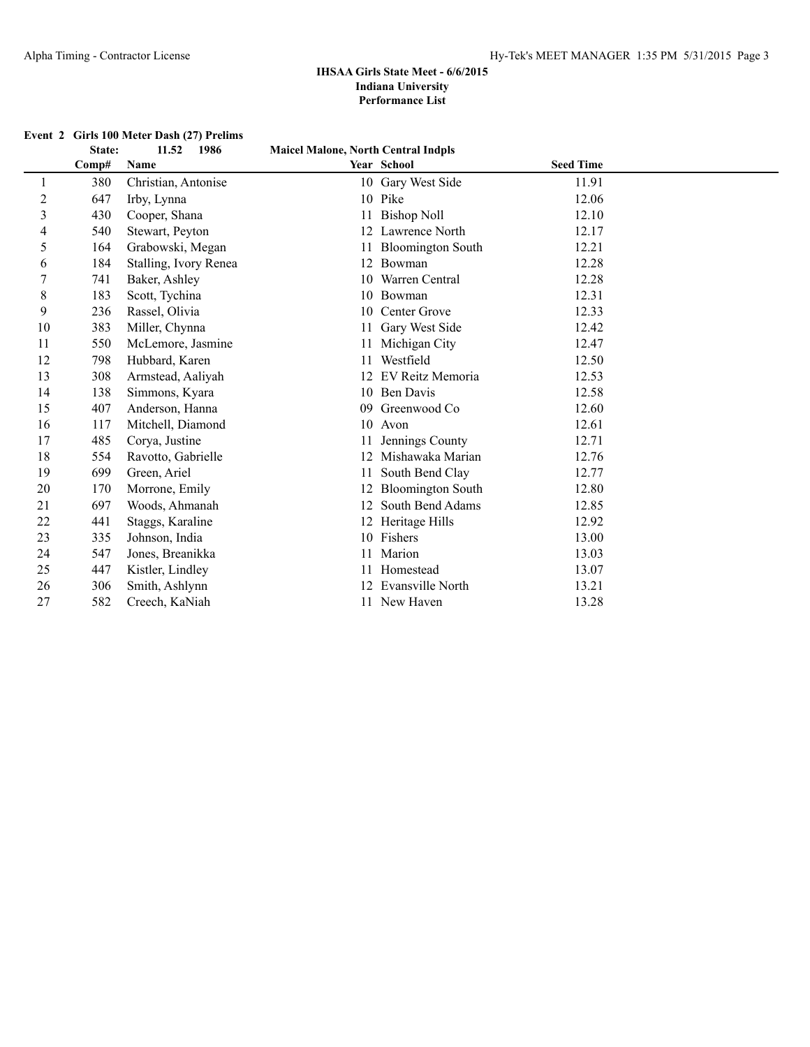**IHSAA Girls State Meet - 6/6/2015**
**Indiana University**
**Performance List**

**Event 2 Girls 100 Meter Dash (27) Prelims**

**State: 11.52 1986 Maicel Malone, North Central Indpls**

| | Comp# | Name | Year | School | Seed Time |
|---|---|---|---|---|---|
| 1 | 380 | Christian, Antonise | 10 | Gary West Side | 11.91 |
| 2 | 647 | Irby, Lynna | 10 | Pike | 12.06 |
| 3 | 430 | Cooper, Shana | 11 | Bishop Noll | 12.10 |
| 4 | 540 | Stewart, Peyton | 12 | Lawrence North | 12.17 |
| 5 | 164 | Grabowski, Megan | 11 | Bloomington South | 12.21 |
| 6 | 184 | Stalling, Ivory Renea | 12 | Bowman | 12.28 |
| 7 | 741 | Baker, Ashley | 10 | Warren Central | 12.28 |
| 8 | 183 | Scott, Tychina | 10 | Bowman | 12.31 |
| 9 | 236 | Rassel, Olivia | 10 | Center Grove | 12.33 |
| 10 | 383 | Miller, Chynna | 11 | Gary West Side | 12.42 |
| 11 | 550 | McLemore, Jasmine | 11 | Michigan City | 12.47 |
| 12 | 798 | Hubbard, Karen | 11 | Westfield | 12.50 |
| 13 | 308 | Armstead, Aaliyah | 12 | EV Reitz Memoria | 12.53 |
| 14 | 138 | Simmons, Kyara | 10 | Ben Davis | 12.58 |
| 15 | 407 | Anderson, Hanna | 09 | Greenwood Co | 12.60 |
| 16 | 117 | Mitchell, Diamond | 10 | Avon | 12.61 |
| 17 | 485 | Corya, Justine | 11 | Jennings County | 12.71 |
| 18 | 554 | Ravotto, Gabrielle | 12 | Mishawaka Marian | 12.76 |
| 19 | 699 | Green, Ariel | 11 | South Bend Clay | 12.77 |
| 20 | 170 | Morrone, Emily | 12 | Bloomington South | 12.80 |
| 21 | 697 | Woods, Ahmanah | 12 | South Bend Adams | 12.85 |
| 22 | 441 | Staggs, Karaline | 12 | Heritage Hills | 12.92 |
| 23 | 335 | Johnson, India | 10 | Fishers | 13.00 |
| 24 | 547 | Jones, Breanikka | 11 | Marion | 13.03 |
| 25 | 447 | Kistler, Lindley | 11 | Homestead | 13.07 |
| 26 | 306 | Smith, Ashlynn | 12 | Evansville North | 13.21 |
| 27 | 582 | Creech, KaNiah | 11 | New Haven | 13.28 |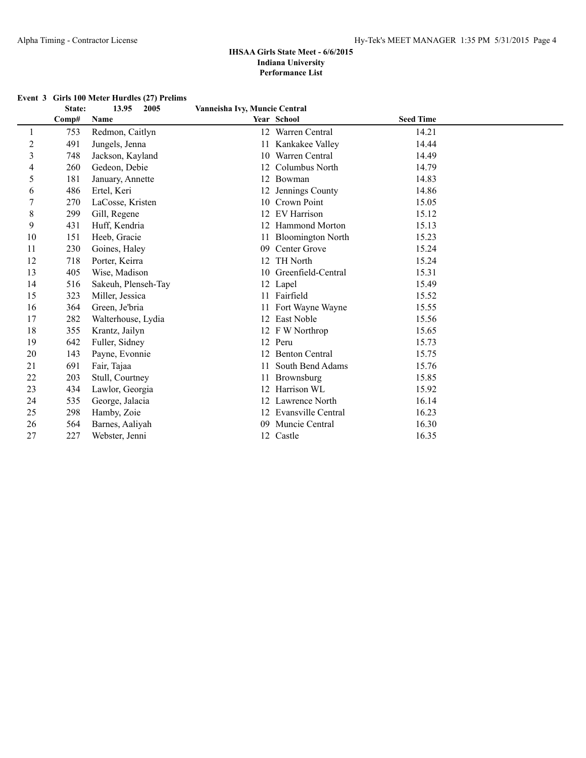### IHSAA Girls State Meet - 6/6/2015
### Indiana University
### Performance List

**Event 3 Girls 100 Meter Hurdles (27) Prelims**

**State: 13.95 2005 Vanneisha Ivy, Muncie Central**

| | Comp# | Name | Year | School | Seed Time |
|---|---|---|---|---|---|
| 1 | 753 | Redmon, Caitlyn | 12 | Warren Central | 14.21 |
| 2 | 491 | Jungels, Jenna | 11 | Kankakee Valley | 14.44 |
| 3 | 748 | Jackson, Kayland | 10 | Warren Central | 14.49 |
| 4 | 260 | Gedeon, Debie | 12 | Columbus North | 14.79 |
| 5 | 181 | January, Annette | 12 | Bowman | 14.83 |
| 6 | 486 | Ertel, Keri | 12 | Jennings County | 14.86 |
| 7 | 270 | LaCosse, Kristen | 10 | Crown Point | 15.05 |
| 8 | 299 | Gill, Regene | 12 | EV Harrison | 15.12 |
| 9 | 431 | Huff, Kendria | 12 | Hammond Morton | 15.13 |
| 10 | 151 | Heeb, Gracie | 11 | Bloomington North | 15.23 |
| 11 | 230 | Goines, Haley | 09 | Center Grove | 15.24 |
| 12 | 718 | Porter, Keirra | 12 | TH North | 15.24 |
| 13 | 405 | Wise, Madison | 10 | Greenfield-Central | 15.31 |
| 14 | 516 | Sakeuh, Plenseh-Tay | 12 | Lapel | 15.49 |
| 15 | 323 | Miller, Jessica | 11 | Fairfield | 15.52 |
| 16 | 364 | Green, Je'bria | 11 | Fort Wayne Wayne | 15.55 |
| 17 | 282 | Walterhouse, Lydia | 12 | East Noble | 15.56 |
| 18 | 355 | Krantz, Jailyn | 12 | F W Northrop | 15.65 |
| 19 | 642 | Fuller, Sidney | 12 | Peru | 15.73 |
| 20 | 143 | Payne, Evonnie | 12 | Benton Central | 15.75 |
| 21 | 691 | Fair, Tajaa | 11 | South Bend Adams | 15.76 |
| 22 | 203 | Stull, Courtney | 11 | Brownsburg | 15.85 |
| 23 | 434 | Lawlor, Georgia | 12 | Harrison WL | 15.92 |
| 24 | 535 | George, Jalacia | 12 | Lawrence North | 16.14 |
| 25 | 298 | Hamby, Zoie | 12 | Evansville Central | 16.23 |
| 26 | 564 | Barnes, Aaliyah | 09 | Muncie Central | 16.30 |
| 27 | 227 | Webster, Jenni | 12 | Castle | 16.35 |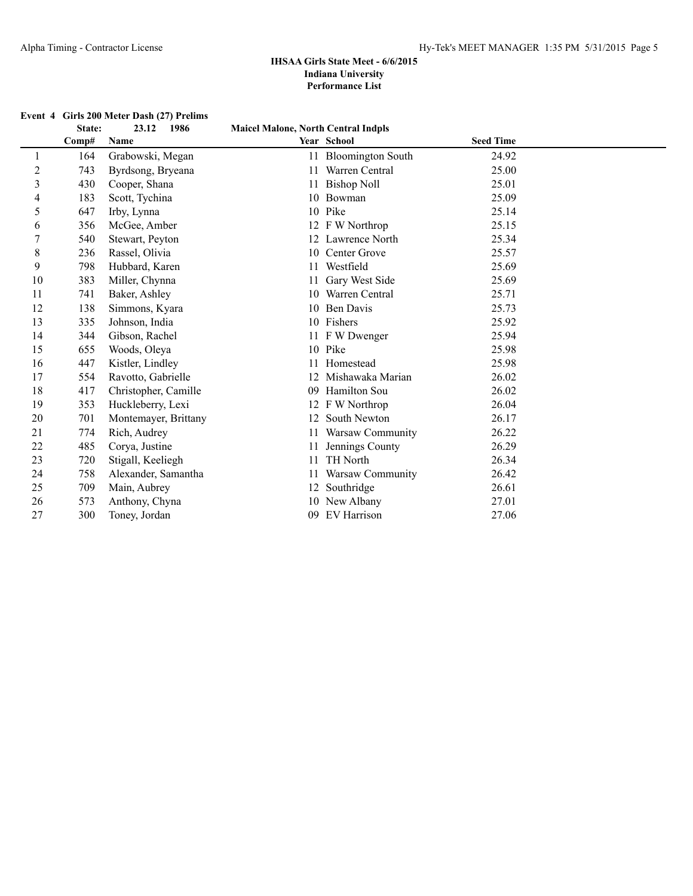**IHSAA Girls State Meet - 6/6/2015**
**Indiana University**
**Performance List**

**Event 4 Girls 200 Meter Dash (27) Prelims**

**State: 23.12 1986 Maicel Malone, North Central Indpls**

| | Comp# | Name | Year | School | Seed Time |
|---|---|---|---|---|---|
| 1 | 164 | Grabowski, Megan | 11 | Bloomington South | 24.92 |
| 2 | 743 | Byrdsong, Bryeana | 11 | Warren Central | 25.00 |
| 3 | 430 | Cooper, Shana | 11 | Bishop Noll | 25.01 |
| 4 | 183 | Scott, Tychina | 10 | Bowman | 25.09 |
| 5 | 647 | Irby, Lynna | 10 | Pike | 25.14 |
| 6 | 356 | McGee, Amber | 12 | F W Northrop | 25.15 |
| 7 | 540 | Stewart, Peyton | 12 | Lawrence North | 25.34 |
| 8 | 236 | Rassel, Olivia | 10 | Center Grove | 25.57 |
| 9 | 798 | Hubbard, Karen | 11 | Westfield | 25.69 |
| 10 | 383 | Miller, Chynna | 11 | Gary West Side | 25.69 |
| 11 | 741 | Baker, Ashley | 10 | Warren Central | 25.71 |
| 12 | 138 | Simmons, Kyara | 10 | Ben Davis | 25.73 |
| 13 | 335 | Johnson, India | 10 | Fishers | 25.92 |
| 14 | 344 | Gibson, Rachel | 11 | F W Dwenger | 25.94 |
| 15 | 655 | Woods, Oleya | 10 | Pike | 25.98 |
| 16 | 447 | Kistler, Lindley | 11 | Homestead | 25.98 |
| 17 | 554 | Ravotto, Gabrielle | 12 | Mishawaka Marian | 26.02 |
| 18 | 417 | Christopher, Camille | 09 | Hamilton Sou | 26.02 |
| 19 | 353 | Huckleberry, Lexi | 12 | F W Northrop | 26.04 |
| 20 | 701 | Montemayer, Brittany | 12 | South Newton | 26.17 |
| 21 | 774 | Rich, Audrey | 11 | Warsaw Community | 26.22 |
| 22 | 485 | Corya, Justine | 11 | Jennings County | 26.29 |
| 23 | 720 | Stigall, Keeliegh | 11 | TH North | 26.34 |
| 24 | 758 | Alexander, Samantha | 11 | Warsaw Community | 26.42 |
| 25 | 709 | Main, Aubrey | 12 | Southridge | 26.61 |
| 26 | 573 | Anthony, Chyna | 10 | New Albany | 27.01 |
| 27 | 300 | Toney, Jordan | 09 | EV Harrison | 27.06 |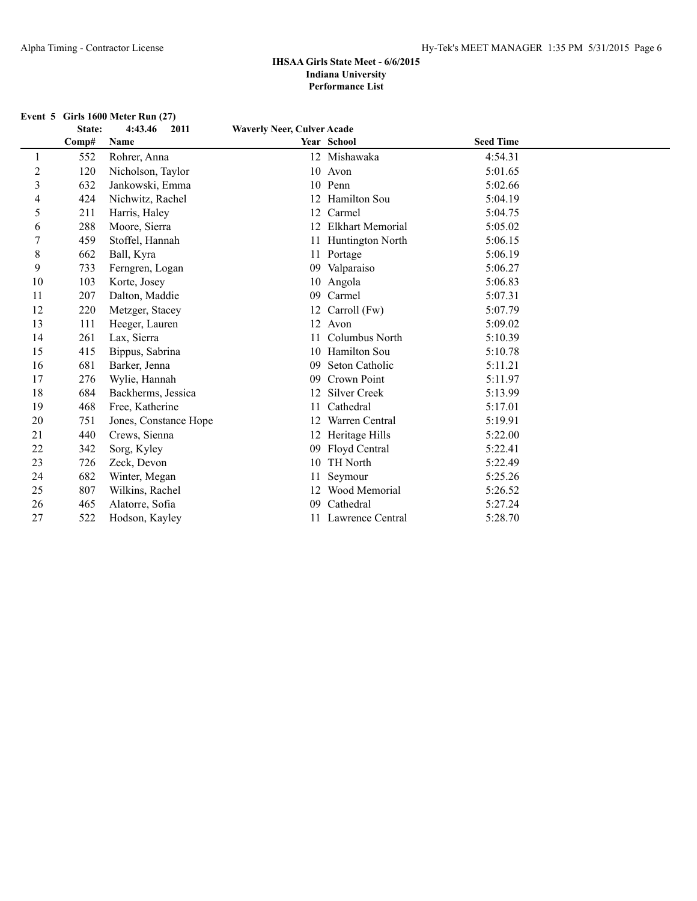## IHSAA Girls State Meet - 6/6/2015
### Indiana University
### Performance List

**Event 5 Girls 1600 Meter Run (27)**

**State: 4:43.46 2011 Waverly Neer, Culver Acade**

| | Comp# | Name | Year | School | Seed Time |
|---|---|---|---|---|---|
| 1 | 552 | Rohrer, Anna | 12 | Mishawaka | 4:54.31 |
| 2 | 120 | Nicholson, Taylor | 10 | Avon | 5:01.65 |
| 3 | 632 | Jankowski, Emma | 10 | Penn | 5:02.66 |
| 4 | 424 | Nichwitz, Rachel | 12 | Hamilton Sou | 5:04.19 |
| 5 | 211 | Harris, Haley | 12 | Carmel | 5:04.75 |
| 6 | 288 | Moore, Sierra | 12 | Elkhart Memorial | 5:05.02 |
| 7 | 459 | Stoffel, Hannah | 11 | Huntington North | 5:06.15 |
| 8 | 662 | Ball, Kyra | 11 | Portage | 5:06.19 |
| 9 | 733 | Ferngren, Logan | 09 | Valparaiso | 5:06.27 |
| 10 | 103 | Korte, Josey | 10 | Angola | 5:06.83 |
| 11 | 207 | Dalton, Maddie | 09 | Carmel | 5:07.31 |
| 12 | 220 | Metzger, Stacey | 12 | Carroll (Fw) | 5:07.79 |
| 13 | 111 | Heeger, Lauren | 12 | Avon | 5:09.02 |
| 14 | 261 | Lax, Sierra | 11 | Columbus North | 5:10.39 |
| 15 | 415 | Bippus, Sabrina | 10 | Hamilton Sou | 5:10.78 |
| 16 | 681 | Barker, Jenna | 09 | Seton Catholic | 5:11.21 |
| 17 | 276 | Wylie, Hannah | 09 | Crown Point | 5:11.97 |
| 18 | 684 | Backherms, Jessica | 12 | Silver Creek | 5:13.99 |
| 19 | 468 | Free, Katherine | 11 | Cathedral | 5:17.01 |
| 20 | 751 | Jones, Constance Hope | 12 | Warren Central | 5:19.91 |
| 21 | 440 | Crews, Sienna | 12 | Heritage Hills | 5:22.00 |
| 22 | 342 | Sorg, Kyley | 09 | Floyd Central | 5:22.41 |
| 23 | 726 | Zeck, Devon | 10 | TH North | 5:22.49 |
| 24 | 682 | Winter, Megan | 11 | Seymour | 5:25.26 |
| 25 | 807 | Wilkins, Rachel | 12 | Wood Memorial | 5:26.52 |
| 26 | 465 | Alatorre, Sofia | 09 | Cathedral | 5:27.24 |
| 27 | 522 | Hodson, Kayley | 11 | Lawrence Central | 5:28.70 |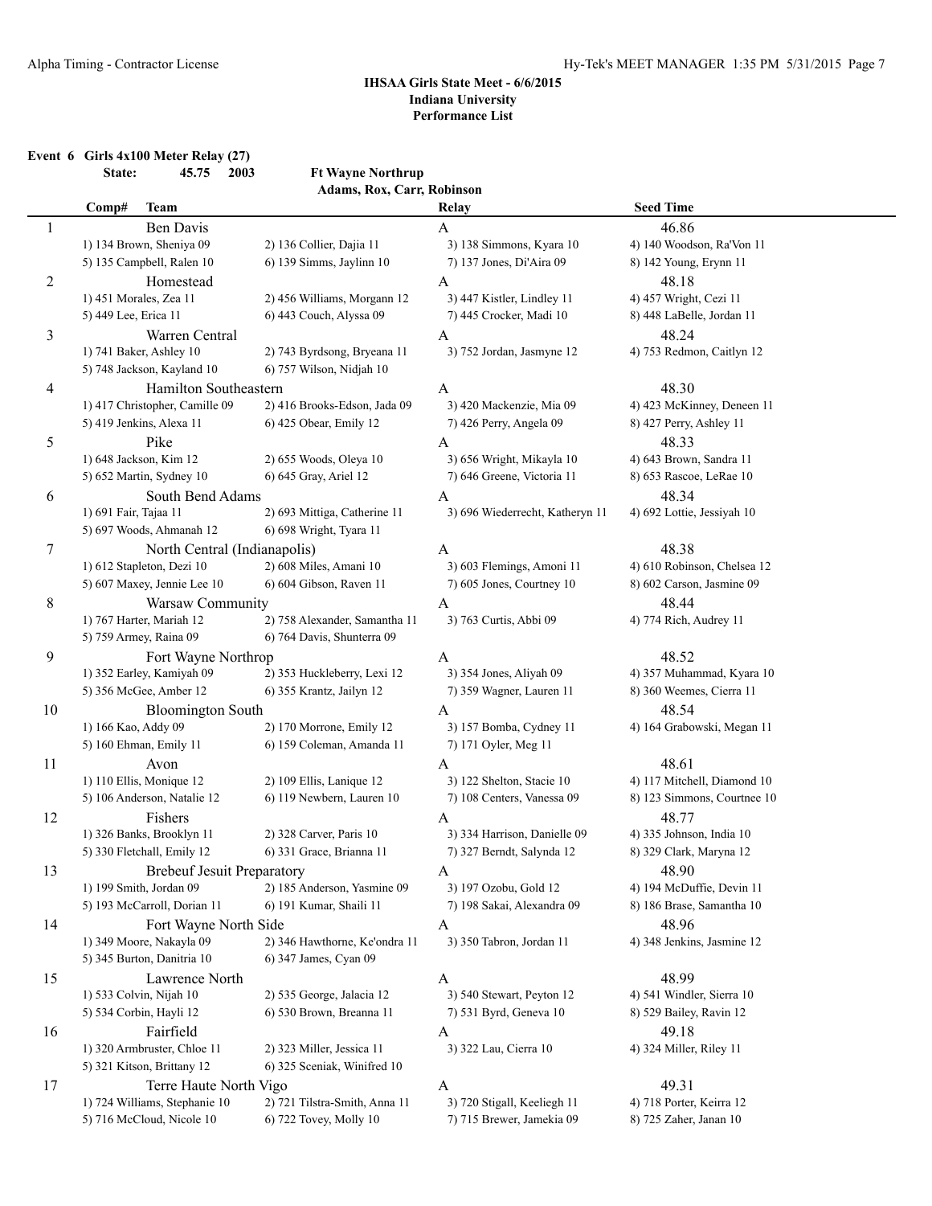## IHSAA Girls State Meet - 6/6/2015
### Indiana University
### Performance List

**Event 6 Girls 4x100 Meter Relay (27)**

**State: 45.75 2003 Ft Wayne Northrup**
**Adams, Rox, Carr, Robinson**

| Comp# | Team | | Relay | Seed Time |
|---|---|---|---|---|
| 1 | Ben Davis | | A | 46.86 |
| | 1) 134 Brown, Sheniya 09 | 2) 136 Collier, Dajia 11 | 3) 138 Simmons, Kyara 10 | 4) 140 Woodson, Ra'Von 11 |
| | 5) 135 Campbell, Ralen 10 | 6) 139 Simms, Jaylinn 10 | 7) 137 Jones, Di'Aira 09 | 8) 142 Young, Erynn 11 |
| 2 | Homestead | | A | 48.18 |
| | 1) 451 Morales, Zea 11 | 2) 456 Williams, Morgann 12 | 3) 447 Kistler, Lindley 11 | 4) 457 Wright, Cezi 11 |
| | 5) 449 Lee, Erica 11 | 6) 443 Couch, Alyssa 09 | 7) 445 Crocker, Madi 10 | 8) 448 LaBelle, Jordan 11 |
| 3 | Warren Central | | A | 48.24 |
| | 1) 741 Baker, Ashley 10 | 2) 743 Byrdsong, Bryeana 11 | 3) 752 Jordan, Jasmyne 12 | 4) 753 Redmon, Caitlyn 12 |
| | 5) 748 Jackson, Kayland 10 | 6) 757 Wilson, Nidjah 10 | | |
| 4 | Hamilton Southeastern | | A | 48.30 |
| | 1) 417 Christopher, Camille 09 | 2) 416 Brooks-Edson, Jada 09 | 3) 420 Mackenzie, Mia 09 | 4) 423 McKinney, Deneen 11 |
| | 5) 419 Jenkins, Alexa 11 | 6) 425 Obear, Emily 12 | 7) 426 Perry, Angela 09 | 8) 427 Perry, Ashley 11 |
| 5 | Pike | | A | 48.33 |
| | 1) 648 Jackson, Kim 12 | 2) 655 Woods, Oleya 10 | 3) 656 Wright, Mikayla 10 | 4) 643 Brown, Sandra 11 |
| | 5) 652 Martin, Sydney 10 | 6) 645 Gray, Ariel 12 | 7) 646 Greene, Victoria 11 | 8) 653 Rascoe, LeRae 10 |
| 6 | South Bend Adams | | A | 48.34 |
| | 1) 691 Fair, Tajaa 11 | 2) 693 Mittiga, Catherine 11 | 3) 696 Wiederrecht, Katheryn 11 | 4) 692 Lottie, Jessiyah 10 |
| | 5) 697 Woods, Ahmanah 12 | 6) 698 Wright, Tyara 11 | | |
| 7 | North Central (Indianapolis) | | A | 48.38 |
| | 1) 612 Stapleton, Dezi 10 | 2) 608 Miles, Amani 10 | 3) 603 Flemings, Amoni 11 | 4) 610 Robinson, Chelsea 12 |
| | 5) 607 Maxey, Jennie Lee 10 | 6) 604 Gibson, Raven 11 | 7) 605 Jones, Courtney 10 | 8) 602 Carson, Jasmine 09 |
| 8 | Warsaw Community | | A | 48.44 |
| | 1) 767 Harter, Mariah 12 | 2) 758 Alexander, Samantha 11 | 3) 763 Curtis, Abbi 09 | 4) 774 Rich, Audrey 11 |
| | 5) 759 Armey, Raina 09 | 6) 764 Davis, Shunterra 09 | | |
| 9 | Fort Wayne Northrop | | A | 48.52 |
| | 1) 352 Earley, Kamiyah 09 | 2) 353 Huckleberry, Lexi 12 | 3) 354 Jones, Aliyah 09 | 4) 357 Muhammad, Kyara 10 |
| | 5) 356 McGee, Amber 12 | 6) 355 Krantz, Jailyn 12 | 7) 359 Wagner, Lauren 11 | 8) 360 Weemes, Cierra 11 |
| 10 | Bloomington South | | A | 48.54 |
| | 1) 166 Kao, Addy 09 | 2) 170 Morrone, Emily 12 | 3) 157 Bomba, Cydney 11 | 4) 164 Grabowski, Megan 11 |
| | 5) 160 Ehman, Emily 11 | 6) 159 Coleman, Amanda 11 | 7) 171 Oyler, Meg 11 | |
| 11 | Avon | | A | 48.61 |
| | 1) 110 Ellis, Monique 12 | 2) 109 Ellis, Lanique 12 | 3) 122 Shelton, Stacie 10 | 4) 117 Mitchell, Diamond 10 |
| | 5) 106 Anderson, Natalie 12 | 6) 119 Newbern, Lauren 10 | 7) 108 Centers, Vanessa 09 | 8) 123 Simmons, Courtnee 10 |
| 12 | Fishers | | A | 48.77 |
| | 1) 326 Banks, Brooklyn 11 | 2) 328 Carver, Paris 10 | 3) 334 Harrison, Danielle 09 | 4) 335 Johnson, India 10 |
| | 5) 330 Fletchall, Emily 12 | 6) 331 Grace, Brianna 11 | 7) 327 Berndt, Salynda 12 | 8) 329 Clark, Maryna 12 |
| 13 | Brebeuf Jesuit Preparatory | | A | 48.90 |
| | 1) 199 Smith, Jordan 09 | 2) 185 Anderson, Yasmine 09 | 3) 197 Ozobu, Gold 12 | 4) 194 McDuffie, Devin 11 |
| | 5) 193 McCarroll, Dorian 11 | 6) 191 Kumar, Shaili 11 | 7) 198 Sakai, Alexandra 09 | 8) 186 Brase, Samantha 10 |
| 14 | Fort Wayne North Side | | A | 48.96 |
| | 1) 349 Moore, Nakayla 09 | 2) 346 Hawthorne, Ke'ondra 11 | 3) 350 Tabron, Jordan 11 | 4) 348 Jenkins, Jasmine 12 |
| | 5) 345 Burton, Danitria 10 | 6) 347 James, Cyan 09 | | |
| 15 | Lawrence North | | A | 48.99 |
| | 1) 533 Colvin, Nijah 10 | 2) 535 George, Jalacia 12 | 3) 540 Stewart, Peyton 12 | 4) 541 Windler, Sierra 10 |
| | 5) 534 Corbin, Hayli 12 | 6) 530 Brown, Breanna 11 | 7) 531 Byrd, Geneva 10 | 8) 529 Bailey, Ravin 12 |
| 16 | Fairfield | | A | 49.18 |
| | 1) 320 Armbruster, Chloe 11 | 2) 323 Miller, Jessica 11 | 3) 322 Lau, Cierra 10 | 4) 324 Miller, Riley 11 |
| | 5) 321 Kitson, Brittany 12 | 6) 325 Sceniak, Winifred 10 | | |
| 17 | Terre Haute North Vigo | | A | 49.31 |
| | 1) 724 Williams, Stephanie 10 | 2) 721 Tilstra-Smith, Anna 11 | 3) 720 Stigall, Keeliegh 11 | 4) 718 Porter, Keirra 12 |
| | 5) 716 McCloud, Nicole 10 | 6) 722 Tovey, Molly 10 | 7) 715 Brewer, Jamekia 09 | 8) 725 Zaher, Janan 10 |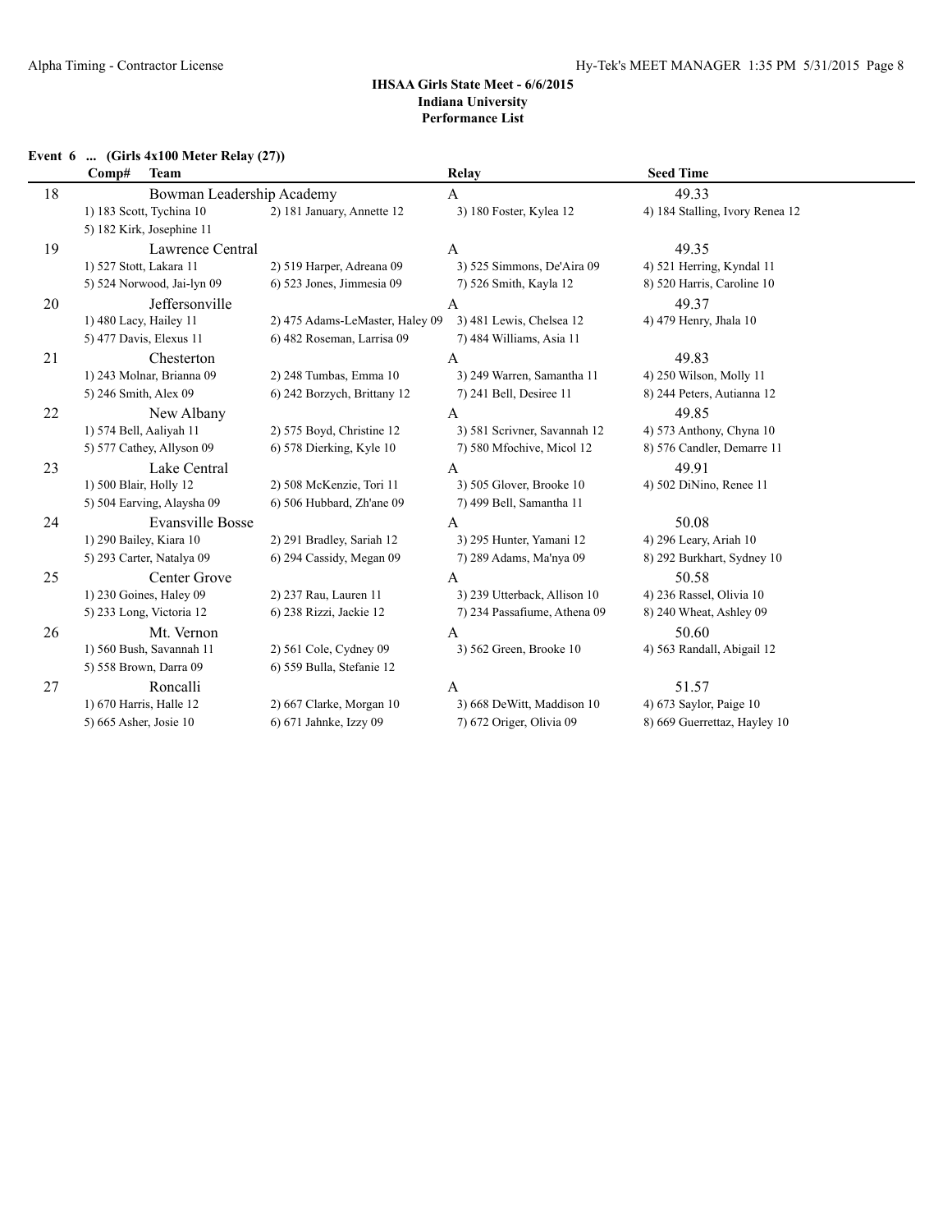## IHSAA Girls State Meet - 6/6/2015
### Indiana University
### Performance List

**Event 6 ... (Girls 4x100 Meter Relay (27))**

| Comp# | Team | | Relay | Seed Time |
|---|---|---|---|---|
| 18 | Bowman Leadership Academy | | A | 49.33 |
| 1) 183 Scott, Tychina 10 | 2) 181 January, Annette 12 | | 3) 180 Foster, Kylea 12 | 4) 184 Stalling, Ivory Renea 12 |
| 5) 182 Kirk, Josephine 11 | | | | |
| 19 | Lawrence Central | | A | 49.35 |
| 1) 527 Stott, Lakara 11 | 2) 519 Harper, Adreana 09 | | 3) 525 Simmons, De'Aira 09 | 4) 521 Herring, Kyndal 11 |
| 5) 524 Norwood, Jai-lyn 09 | 6) 523 Jones, Jimmesia 09 | | 7) 526 Smith, Kayla 12 | 8) 520 Harris, Caroline 10 |
| 20 | Jeffersonville | | A | 49.37 |
| 1) 480 Lacy, Hailey 11 | 2) 475 Adams-LeMaster, Haley 09 | | 3) 481 Lewis, Chelsea 12 | 4) 479 Henry, Jhala 10 |
| 5) 477 Davis, Elexus 11 | 6) 482 Roseman, Larrisa 09 | | 7) 484 Williams, Asia 11 | |
| 21 | Chesterton | | A | 49.83 |
| 1) 243 Molnar, Brianna 09 | 2) 248 Tumbas, Emma 10 | | 3) 249 Warren, Samantha 11 | 4) 250 Wilson, Molly 11 |
| 5) 246 Smith, Alex 09 | 6) 242 Borzych, Brittany 12 | | 7) 241 Bell, Desiree 11 | 8) 244 Peters, Autianna 12 |
| 22 | New Albany | | A | 49.85 |
| 1) 574 Bell, Aaliyah 11 | 2) 575 Boyd, Christine 12 | | 3) 581 Scrivner, Savannah 12 | 4) 573 Anthony, Chyna 10 |
| 5) 577 Cathey, Allyson 09 | 6) 578 Dierking, Kyle 10 | | 7) 580 Mfochive, Micol 12 | 8) 576 Candler, Demarre 11 |
| 23 | Lake Central | | A | 49.91 |
| 1) 500 Blair, Holly 12 | 2) 508 McKenzie, Tori 11 | | 3) 505 Glover, Brooke 10 | 4) 502 DiNino, Renee 11 |
| 5) 504 Earving, Alaysha 09 | 6) 506 Hubbard, Zh'ane 09 | | 7) 499 Bell, Samantha 11 | |
| 24 | Evansville Bosse | | A | 50.08 |
| 1) 290 Bailey, Kiara 10 | 2) 291 Bradley, Sariah 12 | | 3) 295 Hunter, Yamani 12 | 4) 296 Leary, Ariah 10 |
| 5) 293 Carter, Natalya 09 | 6) 294 Cassidy, Megan 09 | | 7) 289 Adams, Ma'nya 09 | 8) 292 Burkhart, Sydney 10 |
| 25 | Center Grove | | A | 50.58 |
| 1) 230 Goines, Haley 09 | 2) 237 Rau, Lauren 11 | | 3) 239 Utterback, Allison 10 | 4) 236 Rassel, Olivia 10 |
| 5) 233 Long, Victoria 12 | 6) 238 Rizzi, Jackie 12 | | 7) 234 Passafiume, Athena 09 | 8) 240 Wheat, Ashley 09 |
| 26 | Mt. Vernon | | A | 50.60 |
| 1) 560 Bush, Savannah 11 | 2) 561 Cole, Cydney 09 | | 3) 562 Green, Brooke 10 | 4) 563 Randall, Abigail 12 |
| 5) 558 Brown, Darra 09 | 6) 559 Bulla, Stefanie 12 | | | |
| 27 | Roncalli | | A | 51.57 |
| 1) 670 Harris, Halle 12 | 2) 667 Clarke, Morgan 10 | | 3) 668 DeWitt, Maddison 10 | 4) 673 Saylor, Paige 10 |
| 5) 665 Asher, Josie 10 | 6) 671 Jahnke, Izzy 09 | | 7) 672 Origer, Olivia 09 | 8) 669 Guerrettaz, Hayley 10 |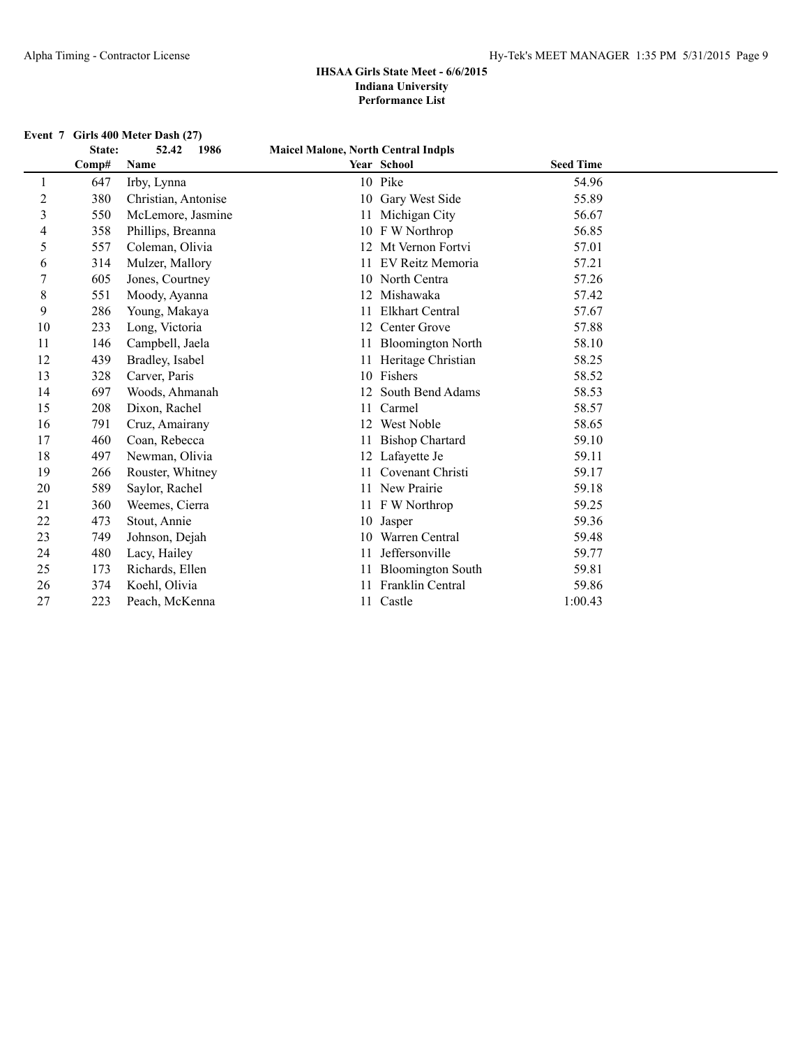**IHSAA Girls State Meet - 6/6/2015**
**Indiana University**
**Performance List**

**Event 7 Girls 400 Meter Dash (27)**

**State: 52.42 1986 Maicel Malone, North Central Indpls**

| | Comp# | Name | Year | School | Seed Time |
|---|---|---|---|---|---|
| 1 | 647 | Irby, Lynna | 10 | Pike | 54.96 |
| 2 | 380 | Christian, Antonise | 10 | Gary West Side | 55.89 |
| 3 | 550 | McLemore, Jasmine | 11 | Michigan City | 56.67 |
| 4 | 358 | Phillips, Breanna | 10 | F W Northrop | 56.85 |
| 5 | 557 | Coleman, Olivia | 12 | Mt Vernon Fortvi | 57.01 |
| 6 | 314 | Mulzer, Mallory | 11 | EV Reitz Memoria | 57.21 |
| 7 | 605 | Jones, Courtney | 10 | North Centra | 57.26 |
| 8 | 551 | Moody, Ayanna | 12 | Mishawaka | 57.42 |
| 9 | 286 | Young, Makaya | 11 | Elkhart Central | 57.67 |
| 10 | 233 | Long, Victoria | 12 | Center Grove | 57.88 |
| 11 | 146 | Campbell, Jaela | 11 | Bloomington North | 58.10 |
| 12 | 439 | Bradley, Isabel | 11 | Heritage Christian | 58.25 |
| 13 | 328 | Carver, Paris | 10 | Fishers | 58.52 |
| 14 | 697 | Woods, Ahmanah | 12 | South Bend Adams | 58.53 |
| 15 | 208 | Dixon, Rachel | 11 | Carmel | 58.57 |
| 16 | 791 | Cruz, Amairany | 12 | West Noble | 58.65 |
| 17 | 460 | Coan, Rebecca | 11 | Bishop Chartard | 59.10 |
| 18 | 497 | Newman, Olivia | 12 | Lafayette Je | 59.11 |
| 19 | 266 | Rouster, Whitney | 11 | Covenant Christi | 59.17 |
| 20 | 589 | Saylor, Rachel | 11 | New Prairie | 59.18 |
| 21 | 360 | Weemes, Cierra | 11 | F W Northrop | 59.25 |
| 22 | 473 | Stout, Annie | 10 | Jasper | 59.36 |
| 23 | 749 | Johnson, Dejah | 10 | Warren Central | 59.48 |
| 24 | 480 | Lacy, Hailey | 11 | Jeffersonville | 59.77 |
| 25 | 173 | Richards, Ellen | 11 | Bloomington South | 59.81 |
| 26 | 374 | Koehl, Olivia | 11 | Franklin Central | 59.86 |
| 27 | 223 | Peach, McKenna | 11 | Castle | 1:00.43 |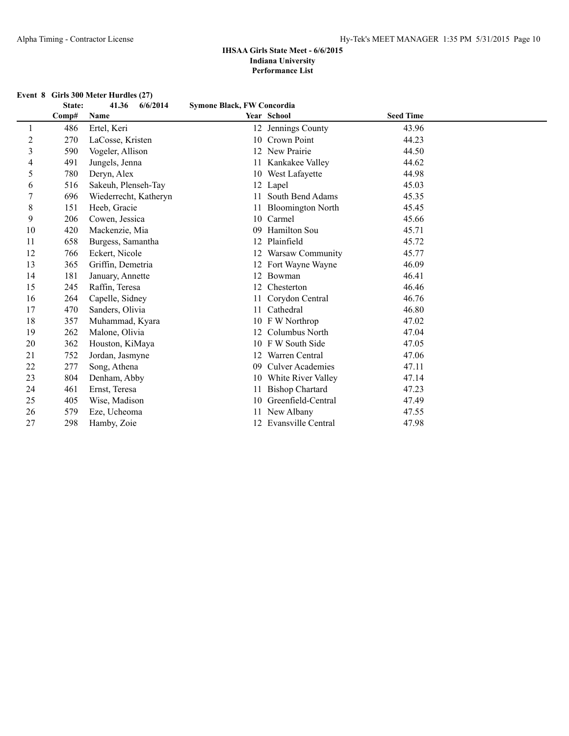## IHSAA Girls State Meet - 6/6/2015
## Indiana University
## Performance List

### Event 8 Girls 300 Meter Hurdles (27)

**State: 41.36 6/6/2014 Symone Black, FW Concordia**

| | Comp# | Name | Year | School | Seed Time |
|---|---|---|---|---|---|
| 1 | 486 | Ertel, Keri | 12 | Jennings County | 43.96 |
| 2 | 270 | LaCosse, Kristen | 10 | Crown Point | 44.23 |
| 3 | 590 | Vogeler, Allison | 12 | New Prairie | 44.50 |
| 4 | 491 | Jungels, Jenna | 11 | Kankakee Valley | 44.62 |
| 5 | 780 | Deryn, Alex | 10 | West Lafayette | 44.98 |
| 6 | 516 | Sakeuh, Plenseh-Tay | 12 | Lapel | 45.03 |
| 7 | 696 | Wiederrecht, Katheryn | 11 | South Bend Adams | 45.35 |
| 8 | 151 | Heeb, Gracie | 11 | Bloomington North | 45.45 |
| 9 | 206 | Cowen, Jessica | 10 | Carmel | 45.66 |
| 10 | 420 | Mackenzie, Mia | 09 | Hamilton Sou | 45.71 |
| 11 | 658 | Burgess, Samantha | 12 | Plainfield | 45.72 |
| 12 | 766 | Eckert, Nicole | 12 | Warsaw Community | 45.77 |
| 13 | 365 | Griffin, Demetria | 12 | Fort Wayne Wayne | 46.09 |
| 14 | 181 | January, Annette | 12 | Bowman | 46.41 |
| 15 | 245 | Raffin, Teresa | 12 | Chesterton | 46.46 |
| 16 | 264 | Capelle, Sidney | 11 | Corydon Central | 46.76 |
| 17 | 470 | Sanders, Olivia | 11 | Cathedral | 46.80 |
| 18 | 357 | Muhammad, Kyara | 10 | F W Northrop | 47.02 |
| 19 | 262 | Malone, Olivia | 12 | Columbus North | 47.04 |
| 20 | 362 | Houston, KiMaya | 10 | F W South Side | 47.05 |
| 21 | 752 | Jordan, Jasmyne | 12 | Warren Central | 47.06 |
| 22 | 277 | Song, Athena | 09 | Culver Academies | 47.11 |
| 23 | 804 | Denham, Abby | 10 | White River Valley | 47.14 |
| 24 | 461 | Ernst, Teresa | 11 | Bishop Chartard | 47.23 |
| 25 | 405 | Wise, Madison | 10 | Greenfield-Central | 47.49 |
| 26 | 579 | Eze, Ucheoma | 11 | New Albany | 47.55 |
| 27 | 298 | Hamby, Zoie | 12 | Evansville Central | 47.98 |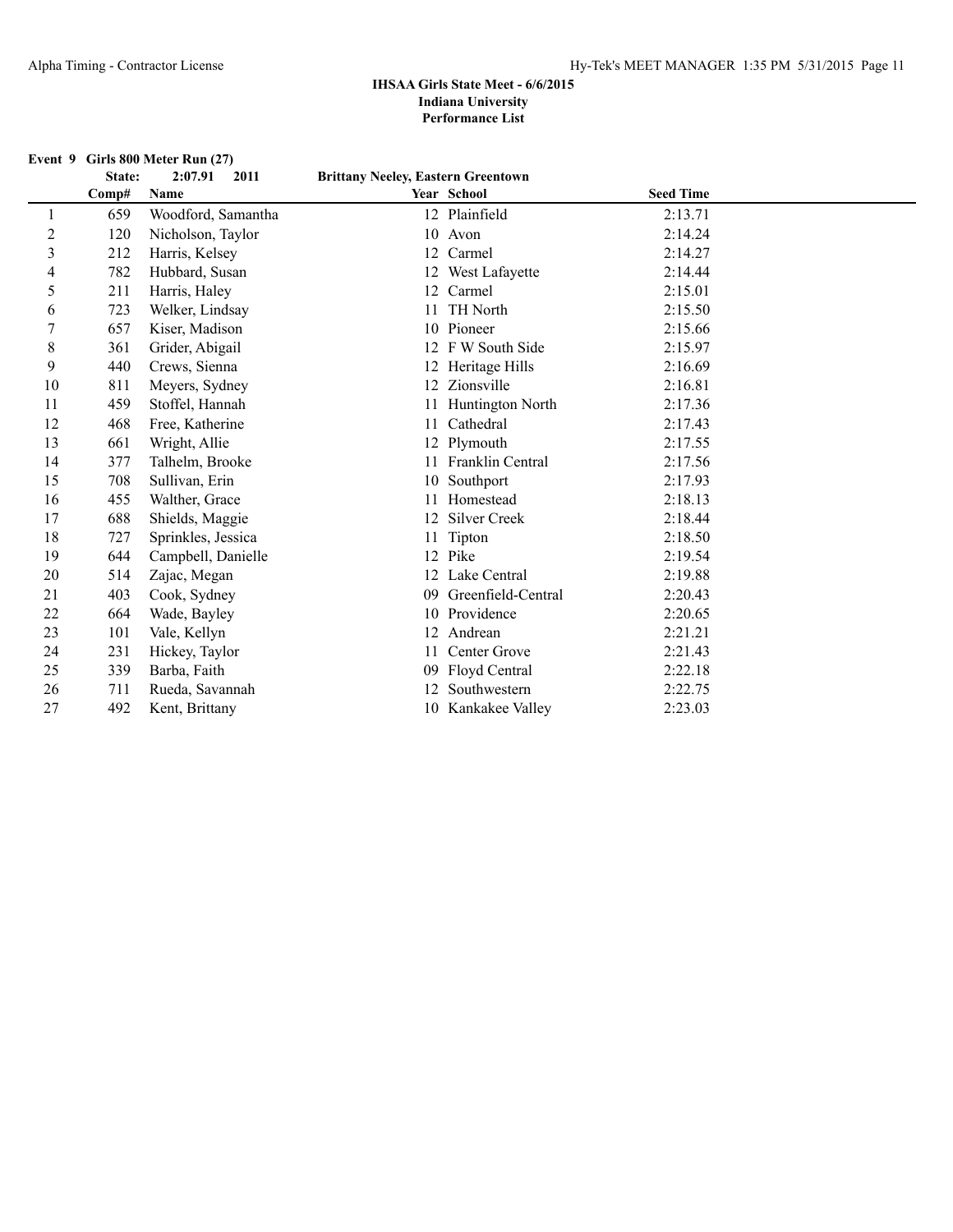### IHSAA Girls State Meet - 6/6/2015
### Indiana University
### Performance List

**Event 9 Girls 800 Meter Run (27)**

**State: 2:07.91 2011 Brittany Neeley, Eastern Greentown**

| | Comp# | Name | Year | School | Seed Time |
|---|---|---|---|---|---|
| 1 | 659 | Woodford, Samantha | 12 | Plainfield | 2:13.71 |
| 2 | 120 | Nicholson, Taylor | 10 | Avon | 2:14.24 |
| 3 | 212 | Harris, Kelsey | 12 | Carmel | 2:14.27 |
| 4 | 782 | Hubbard, Susan | 12 | West Lafayette | 2:14.44 |
| 5 | 211 | Harris, Haley | 12 | Carmel | 2:15.01 |
| 6 | 723 | Welker, Lindsay | 11 | TH North | 2:15.50 |
| 7 | 657 | Kiser, Madison | 10 | Pioneer | 2:15.66 |
| 8 | 361 | Grider, Abigail | 12 | F W South Side | 2:15.97 |
| 9 | 440 | Crews, Sienna | 12 | Heritage Hills | 2:16.69 |
| 10 | 811 | Meyers, Sydney | 12 | Zionsville | 2:16.81 |
| 11 | 459 | Stoffel, Hannah | 11 | Huntington North | 2:17.36 |
| 12 | 468 | Free, Katherine | 11 | Cathedral | 2:17.43 |
| 13 | 661 | Wright, Allie | 12 | Plymouth | 2:17.55 |
| 14 | 377 | Talhelm, Brooke | 11 | Franklin Central | 2:17.56 |
| 15 | 708 | Sullivan, Erin | 10 | Southport | 2:17.93 |
| 16 | 455 | Walther, Grace | 11 | Homestead | 2:18.13 |
| 17 | 688 | Shields, Maggie | 12 | Silver Creek | 2:18.44 |
| 18 | 727 | Sprinkles, Jessica | 11 | Tipton | 2:18.50 |
| 19 | 644 | Campbell, Danielle | 12 | Pike | 2:19.54 |
| 20 | 514 | Zajac, Megan | 12 | Lake Central | 2:19.88 |
| 21 | 403 | Cook, Sydney | 09 | Greenfield-Central | 2:20.43 |
| 22 | 664 | Wade, Bayley | 10 | Providence | 2:20.65 |
| 23 | 101 | Vale, Kellyn | 12 | Andrean | 2:21.21 |
| 24 | 231 | Hickey, Taylor | 11 | Center Grove | 2:21.43 |
| 25 | 339 | Barba, Faith | 09 | Floyd Central | 2:22.18 |
| 26 | 711 | Rueda, Savannah | 12 | Southwestern | 2:22.75 |
| 27 | 492 | Kent, Brittany | 10 | Kankakee Valley | 2:23.03 |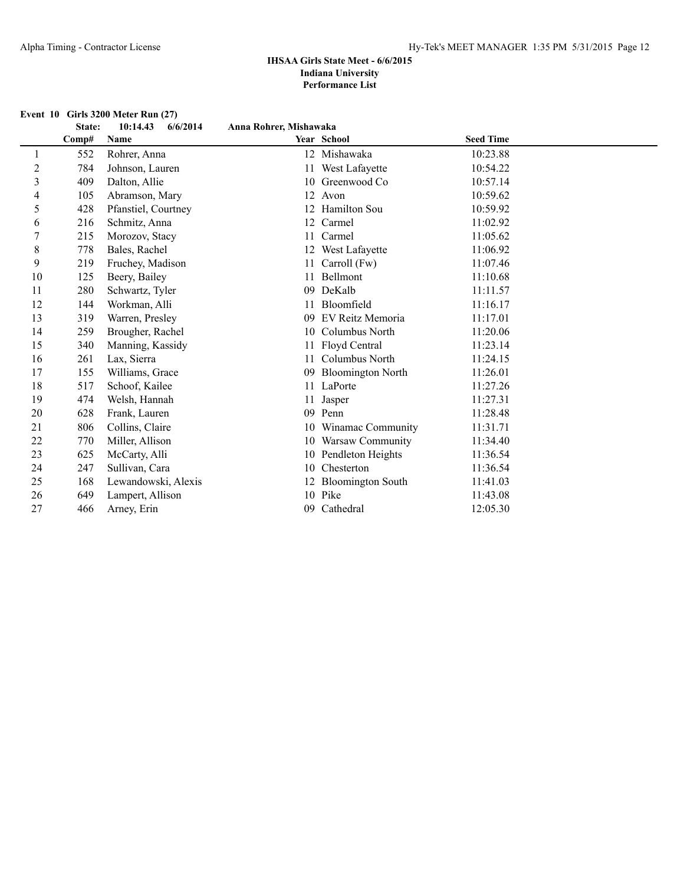## IHSAA Girls State Meet - 6/6/2015
### Indiana University
### Performance List

**Event 10 Girls 3200 Meter Run (27)**

**State: 10:14.43 6/6/2014 Anna Rohrer, Mishawaka**

| | Comp# | Name | Year | School | Seed Time |
|---|---|---|---|---|---|
| 1 | 552 | Rohrer, Anna | 12 | Mishawaka | 10:23.88 |
| 2 | 784 | Johnson, Lauren | 11 | West Lafayette | 10:54.22 |
| 3 | 409 | Dalton, Allie | 10 | Greenwood Co | 10:57.14 |
| 4 | 105 | Abramson, Mary | 12 | Avon | 10:59.62 |
| 5 | 428 | Pfanstiel, Courtney | 12 | Hamilton Sou | 10:59.92 |
| 6 | 216 | Schmitz, Anna | 12 | Carmel | 11:02.92 |
| 7 | 215 | Morozov, Stacy | 11 | Carmel | 11:05.62 |
| 8 | 778 | Bales, Rachel | 12 | West Lafayette | 11:06.92 |
| 9 | 219 | Fruchey, Madison | 11 | Carroll (Fw) | 11:07.46 |
| 10 | 125 | Beery, Bailey | 11 | Bellmont | 11:10.68 |
| 11 | 280 | Schwartz, Tyler | 09 | DeKalb | 11:11.57 |
| 12 | 144 | Workman, Alli | 11 | Bloomfield | 11:16.17 |
| 13 | 319 | Warren, Presley | 09 | EV Reitz Memoria | 11:17.01 |
| 14 | 259 | Brougher, Rachel | 10 | Columbus North | 11:20.06 |
| 15 | 340 | Manning, Kassidy | 11 | Floyd Central | 11:23.14 |
| 16 | 261 | Lax, Sierra | 11 | Columbus North | 11:24.15 |
| 17 | 155 | Williams, Grace | 09 | Bloomington North | 11:26.01 |
| 18 | 517 | Schoof, Kailee | 11 | LaPorte | 11:27.26 |
| 19 | 474 | Welsh, Hannah | 11 | Jasper | 11:27.31 |
| 20 | 628 | Frank, Lauren | 09 | Penn | 11:28.48 |
| 21 | 806 | Collins, Claire | 10 | Winamac Community | 11:31.71 |
| 22 | 770 | Miller, Allison | 10 | Warsaw Community | 11:34.40 |
| 23 | 625 | McCarty, Alli | 10 | Pendleton Heights | 11:36.54 |
| 24 | 247 | Sullivan, Cara | 10 | Chesterton | 11:36.54 |
| 25 | 168 | Lewandowski, Alexis | 12 | Bloomington South | 11:41.03 |
| 26 | 649 | Lampert, Allison | 10 | Pike | 11:43.08 |
| 27 | 466 | Arney, Erin | 09 | Cathedral | 12:05.30 |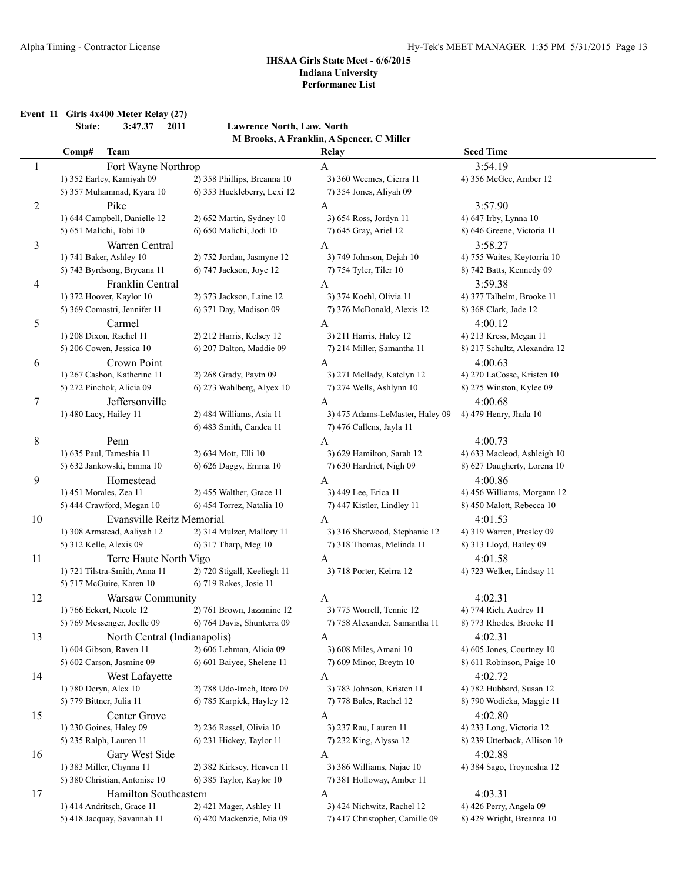### IHSAA Girls State Meet - 6/6/2015
### Indiana University
### Performance List

**Event 11 Girls 4x400 Meter Relay (27)**

State: 3:47.37 2011 Lawrence North, Law. North
M Brooks, A Franklin, A Spencer, C Miller

| Comp# | Team | | Relay | Seed Time |
|---|---|---|---|---|
| 1 | Fort Wayne Northrop | | A | 3:54.19 |
| | 1) 352 Earley, Kamiyah 09 | 2) 358 Phillips, Breanna 10 | 3) 360 Weemes, Cierra 11 | 4) 356 McGee, Amber 12 |
| | 5) 357 Muhammad, Kyara 10 | 6) 353 Huckleberry, Lexi 12 | 7) 354 Jones, Aliyah 09 | |
| 2 | Pike | | A | 3:57.90 |
| | 1) 644 Campbell, Danielle 12 | 2) 652 Martin, Sydney 10 | 3) 654 Ross, Jordyn 11 | 4) 647 Irby, Lynna 10 |
| | 5) 651 Malichi, Tobi 10 | 6) 650 Malichi, Jodi 10 | 7) 645 Gray, Ariel 12 | 8) 646 Greene, Victoria 11 |
| 3 | Warren Central | | A | 3:58.27 |
| | 1) 741 Baker, Ashley 10 | 2) 752 Jordan, Jasmyne 12 | 3) 749 Johnson, Dejah 10 | 4) 755 Waites, Keytorria 10 |
| | 5) 743 Byrdsong, Bryeana 11 | 6) 747 Jackson, Joye 12 | 7) 754 Tyler, Tiler 10 | 8) 742 Batts, Kennedy 09 |
| 4 | Franklin Central | | A | 3:59.38 |
| | 1) 372 Hoover, Kaylor 10 | 2) 373 Jackson, Laine 12 | 3) 374 Koehl, Olivia 11 | 4) 377 Talhelm, Brooke 11 |
| | 5) 369 Comastri, Jennifer 11 | 6) 371 Day, Madison 09 | 7) 376 McDonald, Alexis 12 | 8) 368 Clark, Jade 12 |
| 5 | Carmel | | A | 4:00.12 |
| | 1) 208 Dixon, Rachel 11 | 2) 212 Harris, Kelsey 12 | 3) 211 Harris, Haley 12 | 4) 213 Kress, Megan 11 |
| | 5) 206 Cowen, Jessica 10 | 6) 207 Dalton, Maddie 09 | 7) 214 Miller, Samantha 11 | 8) 217 Schultz, Alexandra 12 |
| 6 | Crown Point | | A | 4:00.63 |
| | 1) 267 Casbon, Katherine 11 | 2) 268 Grady, Paytn 09 | 3) 271 Mellady, Katelyn 12 | 4) 270 LaCosse, Kristen 10 |
| | 5) 272 Pinchok, Alicia 09 | 6) 273 Wahlberg, Alyex 10 | 7) 274 Wells, Ashlynn 10 | 8) 275 Winston, Kylee 09 |
| 7 | Jeffersonville | | A | 4:00.68 |
| | 1) 480 Lacy, Hailey 11 | 2) 484 Williams, Asia 11 | 3) 475 Adams-LeMaster, Haley 09 | 4) 479 Henry, Jhala 10 |
| | | 6) 483 Smith, Candea 11 | 7) 476 Callens, Jayla 11 | |
| 8 | Penn | | A | 4:00.73 |
| | 1) 635 Paul, Tameshia 11 | 2) 634 Mott, Elli 10 | 3) 629 Hamilton, Sarah 12 | 4) 633 Macleod, Ashleigh 10 |
| | 5) 632 Jankowski, Emma 10 | 6) 626 Daggy, Emma 10 | 7) 630 Hardrict, Nigh 09 | 8) 627 Daugherty, Lorena 10 |
| 9 | Homestead | | A | 4:00.86 |
| | 1) 451 Morales, Zea 11 | 2) 455 Walther, Grace 11 | 3) 449 Lee, Erica 11 | 4) 456 Williams, Morgann 12 |
| | 5) 444 Crawford, Megan 10 | 6) 454 Torrez, Natalia 10 | 7) 447 Kistler, Lindley 11 | 8) 450 Malott, Rebecca 10 |
| 10 | Evansville Reitz Memorial | | A | 4:01.53 |
| | 1) 308 Armstead, Aaliyah 12 | 2) 314 Mulzer, Mallory 11 | 3) 316 Sherwood, Stephanie 12 | 4) 319 Warren, Presley 09 |
| | 5) 312 Kelle, Alexis 09 | 6) 317 Tharp, Meg 10 | 7) 318 Thomas, Melinda 11 | 8) 313 Lloyd, Bailey 09 |
| 11 | Terre Haute North Vigo | | A | 4:01.58 |
| | 1) 721 Tilstra-Smith, Anna 11 | 2) 720 Stigall, Keeliegh 11 | 3) 718 Porter, Keirra 12 | 4) 723 Welker, Lindsay 11 |
| | 5) 717 McGuire, Karen 10 | 6) 719 Rakes, Josie 11 | | |
| 12 | Warsaw Community | | A | 4:02.31 |
| | 1) 766 Eckert, Nicole 12 | 2) 761 Brown, Jazzmine 12 | 3) 775 Worrell, Tennie 12 | 4) 774 Rich, Audrey 11 |
| | 5) 769 Messenger, Joelle 09 | 6) 764 Davis, Shunterra 09 | 7) 758 Alexander, Samantha 11 | 8) 773 Rhodes, Brooke 11 |
| 13 | North Central (Indianapolis) | | A | 4:02.31 |
| | 1) 604 Gibson, Raven 11 | 2) 606 Lehman, Alicia 09 | 3) 608 Miles, Amani 10 | 4) 605 Jones, Courtney 10 |
| | 5) 602 Carson, Jasmine 09 | 6) 601 Baiyee, Shelene 11 | 7) 609 Minor, Breytn 10 | 8) 611 Robinson, Paige 10 |
| 14 | West Lafayette | | A | 4:02.72 |
| | 1) 780 Deryn, Alex 10 | 2) 788 Udo-Imeh, Itoro 09 | 3) 783 Johnson, Kristen 11 | 4) 782 Hubbard, Susan 12 |
| | 5) 779 Bittner, Julia 11 | 6) 785 Karpick, Hayley 12 | 7) 778 Bales, Rachel 12 | 8) 790 Wodicka, Maggie 11 |
| 15 | Center Grove | | A | 4:02.80 |
| | 1) 230 Goines, Haley 09 | 2) 236 Rassel, Olivia 10 | 3) 237 Rau, Lauren 11 | 4) 233 Long, Victoria 12 |
| | 5) 235 Ralph, Lauren 11 | 6) 231 Hickey, Taylor 11 | 7) 232 King, Alyssa 12 | 8) 239 Utterback, Allison 10 |
| 16 | Gary West Side | | A | 4:02.88 |
| | 1) 383 Miller, Chynna 11 | 2) 382 Kirksey, Heaven 11 | 3) 386 Williams, Najae 10 | 4) 384 Sago, Troyneshia 12 |
| | 5) 380 Christian, Antonise 10 | 6) 385 Taylor, Kaylor 10 | 7) 381 Holloway, Amber 11 | |
| 17 | Hamilton Southeastern | | A | 4:03.31 |
| | 1) 414 Andritsch, Grace 11 | 2) 421 Mager, Ashley 11 | 3) 424 Nichwitz, Rachel 12 | 4) 426 Perry, Angela 09 |
| | 5) 418 Jacquay, Savannah 11 | 6) 420 Mackenzie, Mia 09 | 7) 417 Christopher, Camille 09 | 8) 429 Wright, Breanna 10 |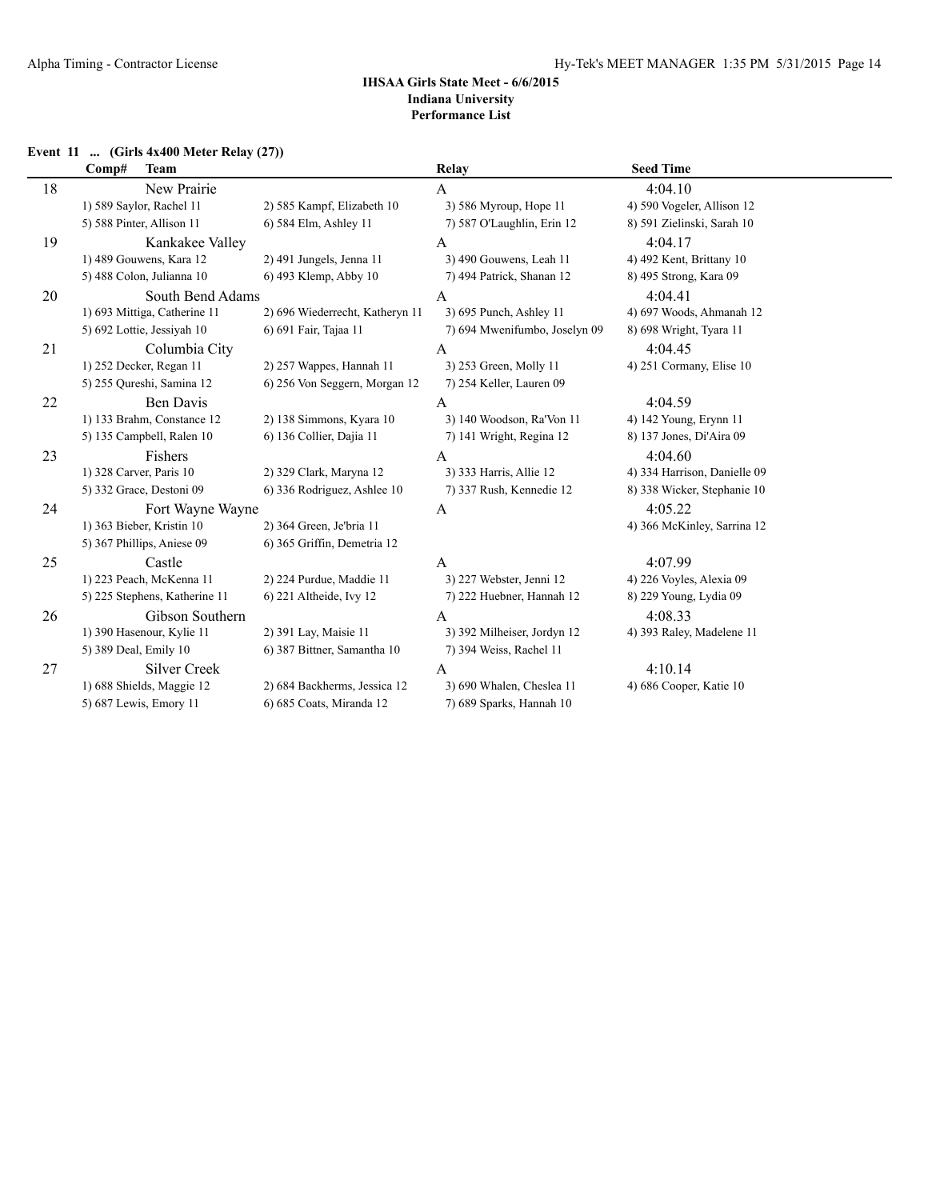# IHSAA Girls State Meet - 6/6/2015
## Indiana University
### Performance List

**Event 11 ... (Girls 4x400 Meter Relay (27))**

| Comp# | Team | | Relay | Seed Time |
|---|---|---|---|---|
| 18 | New Prairie | | A | 4:04.10 |
| | 1) 589 Saylor, Rachel 11 | 2) 585 Kampf, Elizabeth 10 | 3) 586 Myroup, Hope 11 | 4) 590 Vogeler, Allison 12 |
| | 5) 588 Pinter, Allison 11 | 6) 584 Elm, Ashley 11 | 7) 587 O'Laughlin, Erin 12 | 8) 591 Zielinski, Sarah 10 |
| 19 | Kankakee Valley | | A | 4:04.17 |
| | 1) 489 Gouwens, Kara 12 | 2) 491 Jungels, Jenna 11 | 3) 490 Gouwens, Leah 11 | 4) 492 Kent, Brittany 10 |
| | 5) 488 Colon, Julianna 10 | 6) 493 Klemp, Abby 10 | 7) 494 Patrick, Shanan 12 | 8) 495 Strong, Kara 09 |
| 20 | South Bend Adams | | A | 4:04.41 |
| | 1) 693 Mittiga, Catherine 11 | 2) 696 Wiederrecht, Katheryn 11 | 3) 695 Punch, Ashley 11 | 4) 697 Woods, Ahmanah 12 |
| | 5) 692 Lottie, Jessiyah 10 | 6) 691 Fair, Tajaa 11 | 7) 694 Mwenifumbo, Joselyn 09 | 8) 698 Wright, Tyara 11 |
| 21 | Columbia City | | A | 4:04.45 |
| | 1) 252 Decker, Regan 11 | 2) 257 Wappes, Hannah 11 | 3) 253 Green, Molly 11 | 4) 251 Cormany, Elise 10 |
| | 5) 255 Qureshi, Samina 12 | 6) 256 Von Seggern, Morgan 12 | 7) 254 Keller, Lauren 09 | |
| 22 | Ben Davis | | A | 4:04.59 |
| | 1) 133 Brahm, Constance 12 | 2) 138 Simmons, Kyara 10 | 3) 140 Woodson, Ra'Von 11 | 4) 142 Young, Erynn 11 |
| | 5) 135 Campbell, Ralen 10 | 6) 136 Collier, Dajia 11 | 7) 141 Wright, Regina 12 | 8) 137 Jones, Di'Aira 09 |
| 23 | Fishers | | A | 4:04.60 |
| | 1) 328 Carver, Paris 10 | 2) 329 Clark, Maryna 12 | 3) 333 Harris, Allie 12 | 4) 334 Harrison, Danielle 09 |
| | 5) 332 Grace, Destoni 09 | 6) 336 Rodriguez, Ashlee 10 | 7) 337 Rush, Kennedie 12 | 8) 338 Wicker, Stephanie 10 |
| 24 | Fort Wayne Wayne | | A | 4:05.22 |
| | 1) 363 Bieber, Kristin 10 | 2) 364 Green, Je'bria 11 | | 4) 366 McKinley, Sarrina 12 |
| | 5) 367 Phillips, Aniese 09 | 6) 365 Griffin, Demetria 12 | | |
| 25 | Castle | | A | 4:07.99 |
| | 1) 223 Peach, McKenna 11 | 2) 224 Purdue, Maddie 11 | 3) 227 Webster, Jenni 12 | 4) 226 Voyles, Alexia 09 |
| | 5) 225 Stephens, Katherine 11 | 6) 221 Altheide, Ivy 12 | 7) 222 Huebner, Hannah 12 | 8) 229 Young, Lydia 09 |
| 26 | Gibson Southern | | A | 4:08.33 |
| | 1) 390 Hasenour, Kylie 11 | 2) 391 Lay, Maisie 11 | 3) 392 Milheiser, Jordyn 12 | 4) 393 Raley, Madelene 11 |
| | 5) 389 Deal, Emily 10 | 6) 387 Bittner, Samantha 10 | 7) 394 Weiss, Rachel 11 | |
| 27 | Silver Creek | | A | 4:10.14 |
| | 1) 688 Shields, Maggie 12 | 2) 684 Backherms, Jessica 12 | 3) 690 Whalen, Cheslea 11 | 4) 686 Cooper, Katie 10 |
| | 5) 687 Lewis, Emory 11 | 6) 685 Coats, Miranda 12 | 7) 689 Sparks, Hannah 10 | |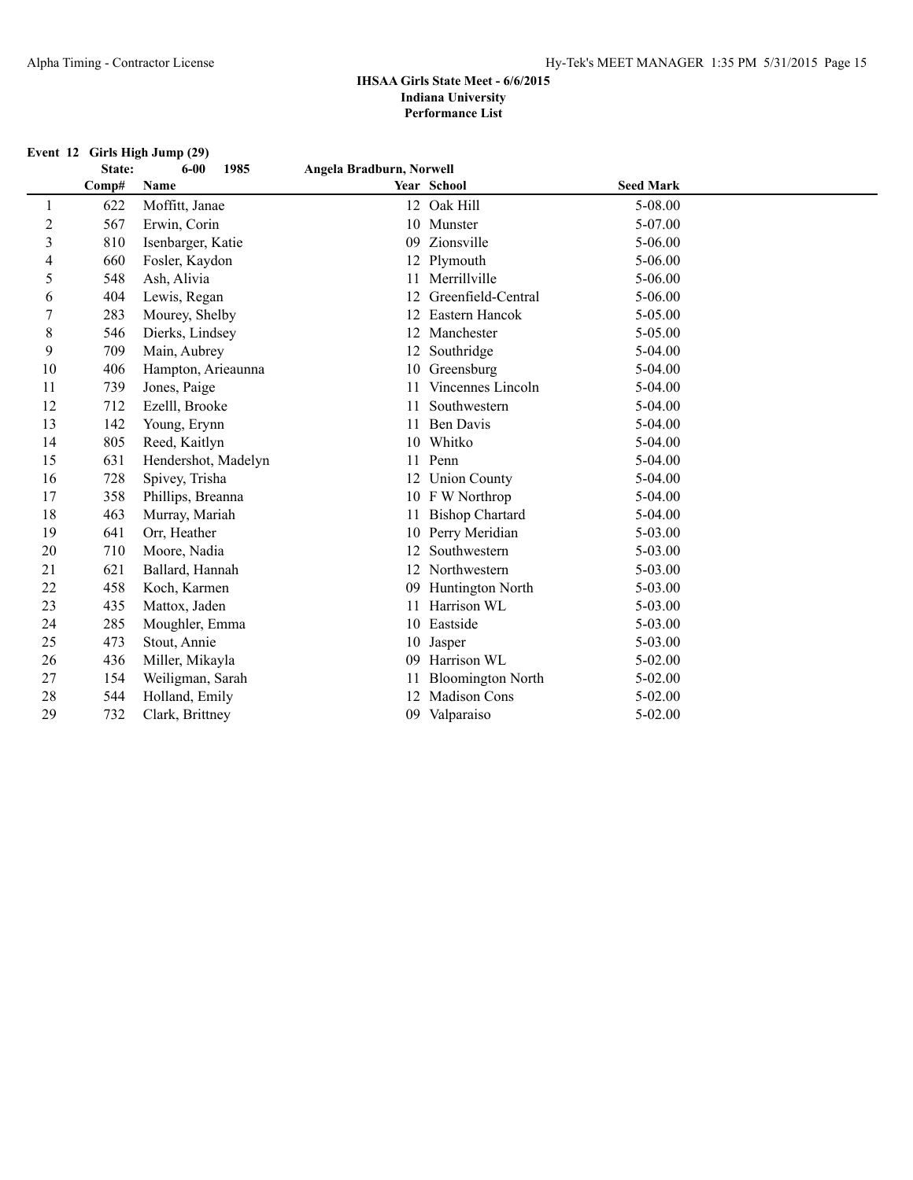**IHSAA Girls State Meet - 6/6/2015**
**Indiana University**
**Performance List**

**Event 12 Girls High Jump (29)**

**State: 6-00 1985 Angela Bradburn, Norwell**

| | Comp# | Name | Year | School | Seed Mark |
|---|---|---|---|---|---|
| 1 | 622 | Moffitt, Janae | 12 | Oak Hill | 5-08.00 |
| 2 | 567 | Erwin, Corin | 10 | Munster | 5-07.00 |
| 3 | 810 | Isenbarger, Katie | 09 | Zionsville | 5-06.00 |
| 4 | 660 | Fosler, Kaydon | 12 | Plymouth | 5-06.00 |
| 5 | 548 | Ash, Alivia | 11 | Merrillville | 5-06.00 |
| 6 | 404 | Lewis, Regan | 12 | Greenfield-Central | 5-06.00 |
| 7 | 283 | Mourey, Shelby | 12 | Eastern Hancok | 5-05.00 |
| 8 | 546 | Dierks, Lindsey | 12 | Manchester | 5-05.00 |
| 9 | 709 | Main, Aubrey | 12 | Southridge | 5-04.00 |
| 10 | 406 | Hampton, Arieaunna | 10 | Greensburg | 5-04.00 |
| 11 | 739 | Jones, Paige | 11 | Vincennes Lincoln | 5-04.00 |
| 12 | 712 | Ezelll, Brooke | 11 | Southwestern | 5-04.00 |
| 13 | 142 | Young, Erynn | 11 | Ben Davis | 5-04.00 |
| 14 | 805 | Reed, Kaitlyn | 10 | Whitko | 5-04.00 |
| 15 | 631 | Hendershot, Madelyn | 11 | Penn | 5-04.00 |
| 16 | 728 | Spivey, Trisha | 12 | Union County | 5-04.00 |
| 17 | 358 | Phillips, Breanna | 10 | F W Northrop | 5-04.00 |
| 18 | 463 | Murray, Mariah | 11 | Bishop Chartard | 5-04.00 |
| 19 | 641 | Orr, Heather | 10 | Perry Meridian | 5-03.00 |
| 20 | 710 | Moore, Nadia | 12 | Southwestern | 5-03.00 |
| 21 | 621 | Ballard, Hannah | 12 | Northwestern | 5-03.00 |
| 22 | 458 | Koch, Karmen | 09 | Huntington North | 5-03.00 |
| 23 | 435 | Mattox, Jaden | 11 | Harrison WL | 5-03.00 |
| 24 | 285 | Moughler, Emma | 10 | Eastside | 5-03.00 |
| 25 | 473 | Stout, Annie | 10 | Jasper | 5-03.00 |
| 26 | 436 | Miller, Mikayla | 09 | Harrison WL | 5-02.00 |
| 27 | 154 | Weiligman, Sarah | 11 | Bloomington North | 5-02.00 |
| 28 | 544 | Holland, Emily | 12 | Madison Cons | 5-02.00 |
| 29 | 732 | Clark, Brittney | 09 | Valparaiso | 5-02.00 |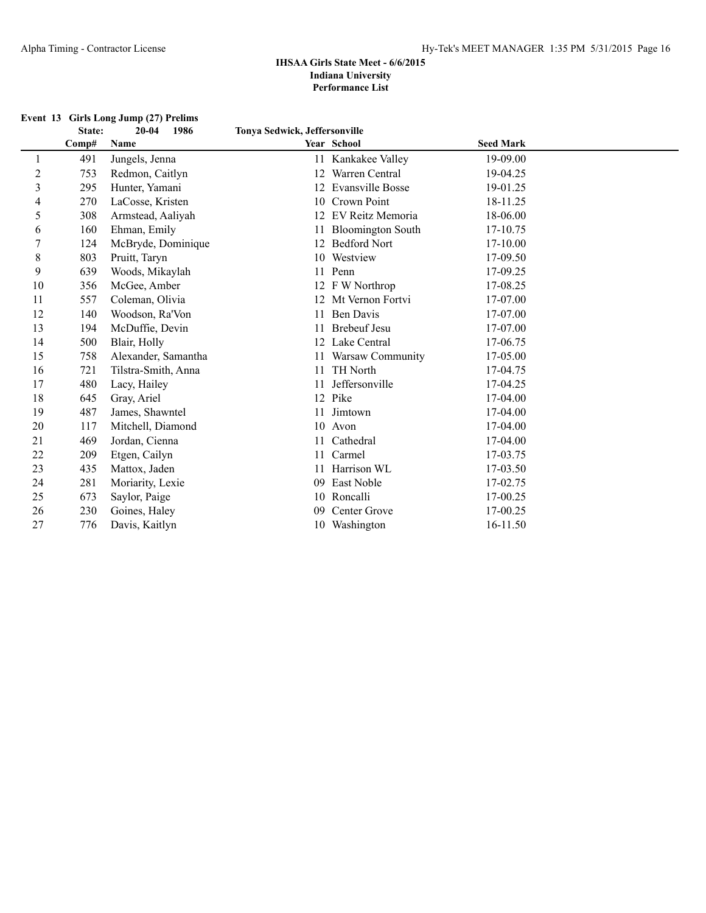# IHSAA Girls State Meet - 6/6/2015
## Indiana University
## Performance List

### Event 13 Girls Long Jump (27) Prelims

State: 20-04 1986 Tonya Sedwick, Jeffersonville

| | Comp# | Name | Year | School | Seed Mark |
|---|---|---|---|---|---|
| 1 | 491 | Jungels, Jenna | 11 | Kankakee Valley | 19-09.00 |
| 2 | 753 | Redmon, Caitlyn | 12 | Warren Central | 19-04.25 |
| 3 | 295 | Hunter, Yamani | 12 | Evansville Bosse | 19-01.25 |
| 4 | 270 | LaCosse, Kristen | 10 | Crown Point | 18-11.25 |
| 5 | 308 | Armstead, Aaliyah | 12 | EV Reitz Memoria | 18-06.00 |
| 6 | 160 | Ehman, Emily | 11 | Bloomington South | 17-10.75 |
| 7 | 124 | McBryde, Dominique | 12 | Bedford Nort | 17-10.00 |
| 8 | 803 | Pruitt, Taryn | 10 | Westview | 17-09.50 |
| 9 | 639 | Woods, Mikaylah | 11 | Penn | 17-09.25 |
| 10 | 356 | McGee, Amber | 12 | F W Northrop | 17-08.25 |
| 11 | 557 | Coleman, Olivia | 12 | Mt Vernon Fortvi | 17-07.00 |
| 12 | 140 | Woodson, Ra'Von | 11 | Ben Davis | 17-07.00 |
| 13 | 194 | McDuffie, Devin | 11 | Brebeuf Jesu | 17-07.00 |
| 14 | 500 | Blair, Holly | 12 | Lake Central | 17-06.75 |
| 15 | 758 | Alexander, Samantha | 11 | Warsaw Community | 17-05.00 |
| 16 | 721 | Tilstra-Smith, Anna | 11 | TH North | 17-04.75 |
| 17 | 480 | Lacy, Hailey | 11 | Jeffersonville | 17-04.25 |
| 18 | 645 | Gray, Ariel | 12 | Pike | 17-04.00 |
| 19 | 487 | James, Shawntel | 11 | Jimtown | 17-04.00 |
| 20 | 117 | Mitchell, Diamond | 10 | Avon | 17-04.00 |
| 21 | 469 | Jordan, Cienna | 11 | Cathedral | 17-04.00 |
| 22 | 209 | Etgen, Cailyn | 11 | Carmel | 17-03.75 |
| 23 | 435 | Mattox, Jaden | 11 | Harrison WL | 17-03.50 |
| 24 | 281 | Moriarity, Lexie | 09 | East Noble | 17-02.75 |
| 25 | 673 | Saylor, Paige | 10 | Roncalli | 17-00.25 |
| 26 | 230 | Goines, Haley | 09 | Center Grove | 17-00.25 |
| 27 | 776 | Davis, Kaitlyn | 10 | Washington | 16-11.50 |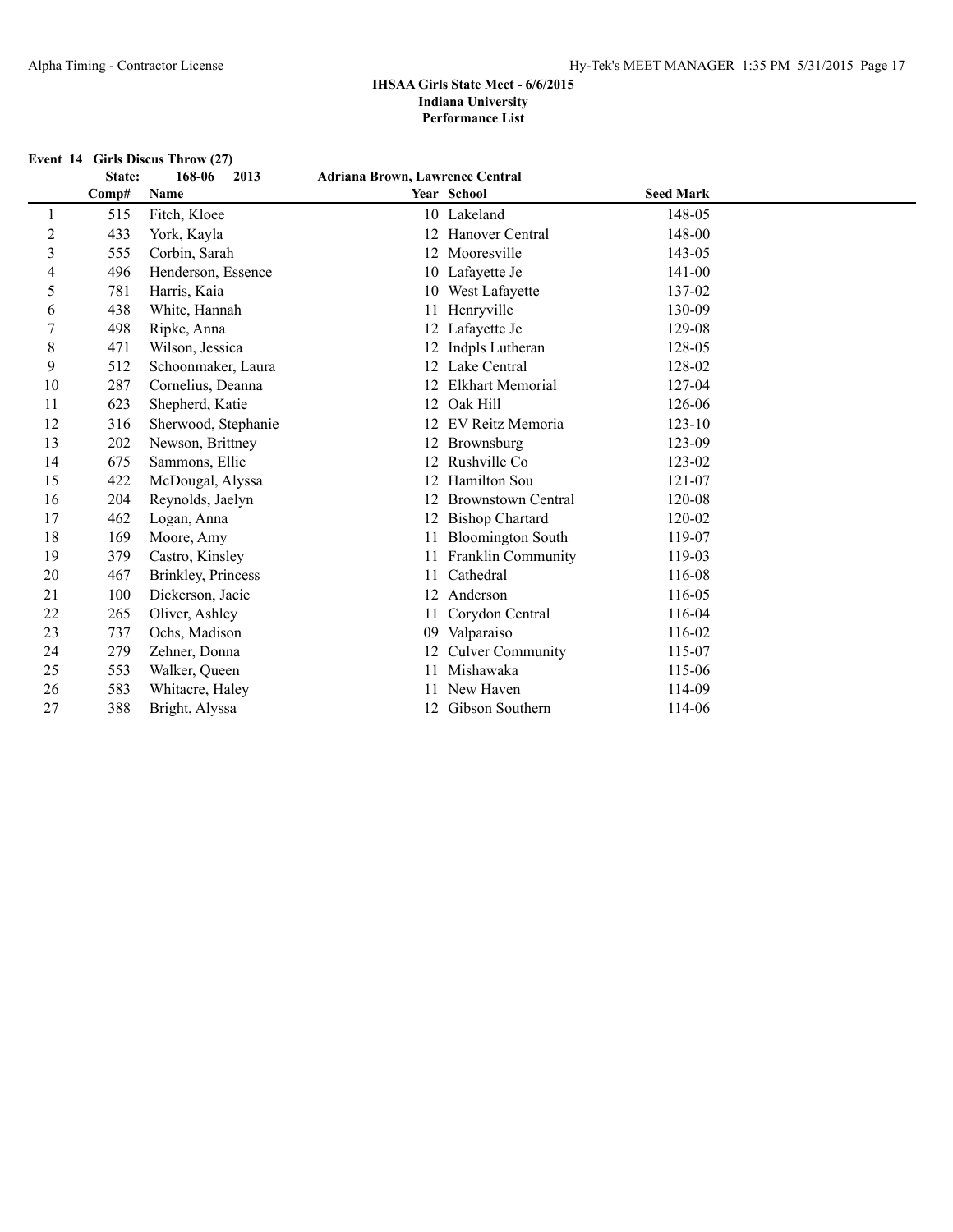**IHSAA Girls State Meet - 6/6/2015**
**Indiana University**
**Performance List**

**Event 14 Girls Discus Throw (27)**

**State: 168-06 2013 Adriana Brown, Lawrence Central**

| | Comp# | Name | Year | School | Seed Mark |
|---|---|---|---|---|---|
| 1 | 515 | Fitch, Kloee | 10 | Lakeland | 148-05 |
| 2 | 433 | York, Kayla | 12 | Hanover Central | 148-00 |
| 3 | 555 | Corbin, Sarah | 12 | Mooresville | 143-05 |
| 4 | 496 | Henderson, Essence | 10 | Lafayette Je | 141-00 |
| 5 | 781 | Harris, Kaia | 10 | West Lafayette | 137-02 |
| 6 | 438 | White, Hannah | 11 | Henryville | 130-09 |
| 7 | 498 | Ripke, Anna | 12 | Lafayette Je | 129-08 |
| 8 | 471 | Wilson, Jessica | 12 | Indpls Lutheran | 128-05 |
| 9 | 512 | Schoonmaker, Laura | 12 | Lake Central | 128-02 |
| 10 | 287 | Cornelius, Deanna | 12 | Elkhart Memorial | 127-04 |
| 11 | 623 | Shepherd, Katie | 12 | Oak Hill | 126-06 |
| 12 | 316 | Sherwood, Stephanie | 12 | EV Reitz Memoria | 123-10 |
| 13 | 202 | Newson, Brittney | 12 | Brownsburg | 123-09 |
| 14 | 675 | Sammons, Ellie | 12 | Rushville Co | 123-02 |
| 15 | 422 | McDougal, Alyssa | 12 | Hamilton Sou | 121-07 |
| 16 | 204 | Reynolds, Jaelyn | 12 | Brownstown Central | 120-08 |
| 17 | 462 | Logan, Anna | 12 | Bishop Chartard | 120-02 |
| 18 | 169 | Moore, Amy | 11 | Bloomington South | 119-07 |
| 19 | 379 | Castro, Kinsley | 11 | Franklin Community | 119-03 |
| 20 | 467 | Brinkley, Princess | 11 | Cathedral | 116-08 |
| 21 | 100 | Dickerson, Jacie | 12 | Anderson | 116-05 |
| 22 | 265 | Oliver, Ashley | 11 | Corydon Central | 116-04 |
| 23 | 737 | Ochs, Madison | 09 | Valparaiso | 116-02 |
| 24 | 279 | Zehner, Donna | 12 | Culver Community | 115-07 |
| 25 | 553 | Walker, Queen | 11 | Mishawaka | 115-06 |
| 26 | 583 | Whitacre, Haley | 11 | New Haven | 114-09 |
| 27 | 388 | Bright, Alyssa | 12 | Gibson Southern | 114-06 |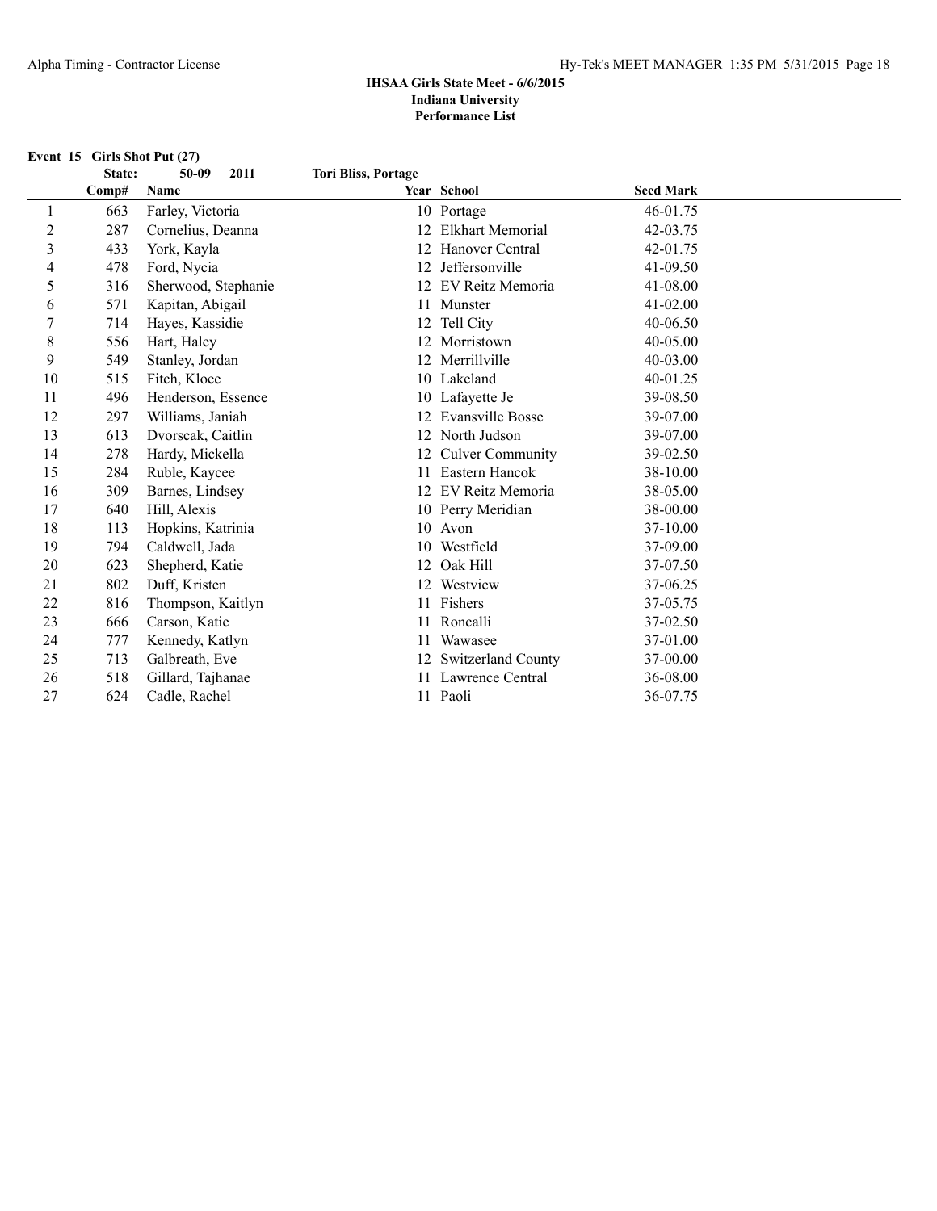**IHSAA Girls State Meet - 6/6/2015**
**Indiana University**
**Performance List**

**Event 15 Girls Shot Put (27)**

| | State: | 50-09 2011 | Tori Bliss, Portage | | |
|---|---|---|---|---|---|
| | **Comp#** | **Name** | **Year** | **School** | **Seed Mark** |
| 1 | 663 | Farley, Victoria | 10 | Portage | 46-01.75 |
| 2 | 287 | Cornelius, Deanna | 12 | Elkhart Memorial | 42-03.75 |
| 3 | 433 | York, Kayla | 12 | Hanover Central | 42-01.75 |
| 4 | 478 | Ford, Nycia | 12 | Jeffersonville | 41-09.50 |
| 5 | 316 | Sherwood, Stephanie | 12 | EV Reitz Memoria | 41-08.00 |
| 6 | 571 | Kapitan, Abigail | 11 | Munster | 41-02.00 |
| 7 | 714 | Hayes, Kassidie | 12 | Tell City | 40-06.50 |
| 8 | 556 | Hart, Haley | 12 | Morristown | 40-05.00 |
| 9 | 549 | Stanley, Jordan | 12 | Merrillville | 40-03.00 |
| 10 | 515 | Fitch, Kloee | 10 | Lakeland | 40-01.25 |
| 11 | 496 | Henderson, Essence | 10 | Lafayette Je | 39-08.50 |
| 12 | 297 | Williams, Janiah | 12 | Evansville Bosse | 39-07.00 |
| 13 | 613 | Dvorscak, Caitlin | 12 | North Judson | 39-07.00 |
| 14 | 278 | Hardy, Mickella | 12 | Culver Community | 39-02.50 |
| 15 | 284 | Ruble, Kaycee | 11 | Eastern Hancok | 38-10.00 |
| 16 | 309 | Barnes, Lindsey | 12 | EV Reitz Memoria | 38-05.00 |
| 17 | 640 | Hill, Alexis | 10 | Perry Meridian | 38-00.00 |
| 18 | 113 | Hopkins, Katrinia | 10 | Avon | 37-10.00 |
| 19 | 794 | Caldwell, Jada | 10 | Westfield | 37-09.00 |
| 20 | 623 | Shepherd, Katie | 12 | Oak Hill | 37-07.50 |
| 21 | 802 | Duff, Kristen | 12 | Westview | 37-06.25 |
| 22 | 816 | Thompson, Kaitlyn | 11 | Fishers | 37-05.75 |
| 23 | 666 | Carson, Katie | 11 | Roncalli | 37-02.50 |
| 24 | 777 | Kennedy, Katlyn | 11 | Wawasee | 37-01.00 |
| 25 | 713 | Galbreath, Eve | 12 | Switzerland County | 37-00.00 |
| 26 | 518 | Gillard, Tajhanae | 11 | Lawrence Central | 36-08.00 |
| 27 | 624 | Cadle, Rachel | 11 | Paoli | 36-07.75 |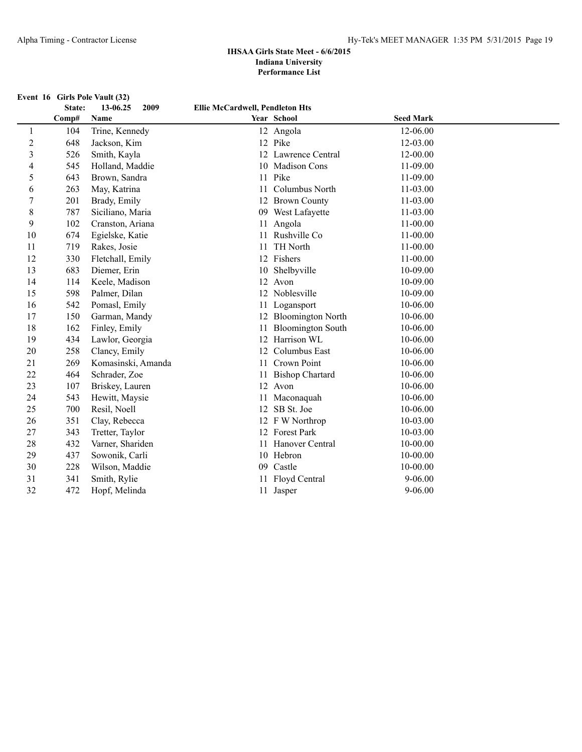### IHSAA Girls State Meet - 6/6/2015
### Indiana University
### Performance List

**Event 16 Girls Pole Vault (32)**

**State: 13-06.25 2009 Ellie McCardwell, Pendleton Hts**

| | Comp# | Name | Year | School | Seed Mark |
|---|---|---|---|---|---|
| 1 | 104 | Trine, Kennedy | 12 | Angola | 12-06.00 |
| 2 | 648 | Jackson, Kim | 12 | Pike | 12-03.00 |
| 3 | 526 | Smith, Kayla | 12 | Lawrence Central | 12-00.00 |
| 4 | 545 | Holland, Maddie | 10 | Madison Cons | 11-09.00 |
| 5 | 643 | Brown, Sandra | 11 | Pike | 11-09.00 |
| 6 | 263 | May, Katrina | 11 | Columbus North | 11-03.00 |
| 7 | 201 | Brady, Emily | 12 | Brown County | 11-03.00 |
| 8 | 787 | Siciliano, Maria | 09 | West Lafayette | 11-03.00 |
| 9 | 102 | Cranston, Ariana | 11 | Angola | 11-00.00 |
| 10 | 674 | Egielske, Katie | 11 | Rushville Co | 11-00.00 |
| 11 | 719 | Rakes, Josie | 11 | TH North | 11-00.00 |
| 12 | 330 | Fletchall, Emily | 12 | Fishers | 11-00.00 |
| 13 | 683 | Diemer, Erin | 10 | Shelbyville | 10-09.00 |
| 14 | 114 | Keele, Madison | 12 | Avon | 10-09.00 |
| 15 | 598 | Palmer, Dilan | 12 | Noblesville | 10-09.00 |
| 16 | 542 | Pomasl, Emily | 11 | Logansport | 10-06.00 |
| 17 | 150 | Garman, Mandy | 12 | Bloomington North | 10-06.00 |
| 18 | 162 | Finley, Emily | 11 | Bloomington South | 10-06.00 |
| 19 | 434 | Lawlor, Georgia | 12 | Harrison WL | 10-06.00 |
| 20 | 258 | Clancy, Emily | 12 | Columbus East | 10-06.00 |
| 21 | 269 | Komasinski, Amanda | 11 | Crown Point | 10-06.00 |
| 22 | 464 | Schrader, Zoe | 11 | Bishop Chartard | 10-06.00 |
| 23 | 107 | Briskey, Lauren | 12 | Avon | 10-06.00 |
| 24 | 543 | Hewitt, Maysie | 11 | Maconaquah | 10-06.00 |
| 25 | 700 | Resil, Noell | 12 | SB St. Joe | 10-06.00 |
| 26 | 351 | Clay, Rebecca | 12 | F W Northrop | 10-03.00 |
| 27 | 343 | Tretter, Taylor | 12 | Forest Park | 10-03.00 |
| 28 | 432 | Varner, Shariden | 11 | Hanover Central | 10-00.00 |
| 29 | 437 | Sowonik, Carli | 10 | Hebron | 10-00.00 |
| 30 | 228 | Wilson, Maddie | 09 | Castle | 10-00.00 |
| 31 | 341 | Smith, Rylie | 11 | Floyd Central | 9-06.00 |
| 32 | 472 | Hopf, Melinda | 11 | Jasper | 9-06.00 |